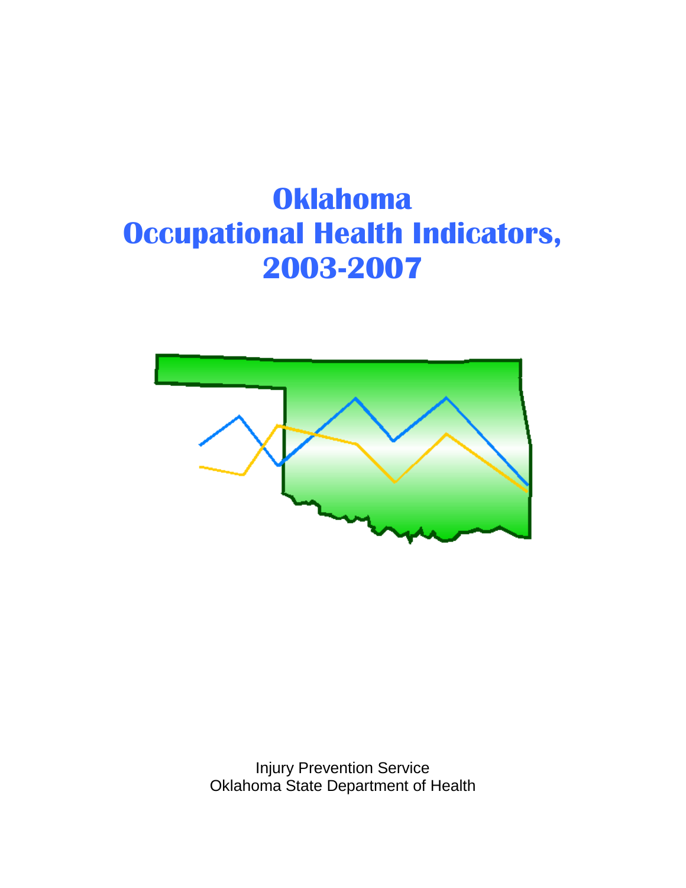# Oklahoma Occupational Health Indicators, 2003-2007

Injury Prevention Service
Oklahoma State Department of Health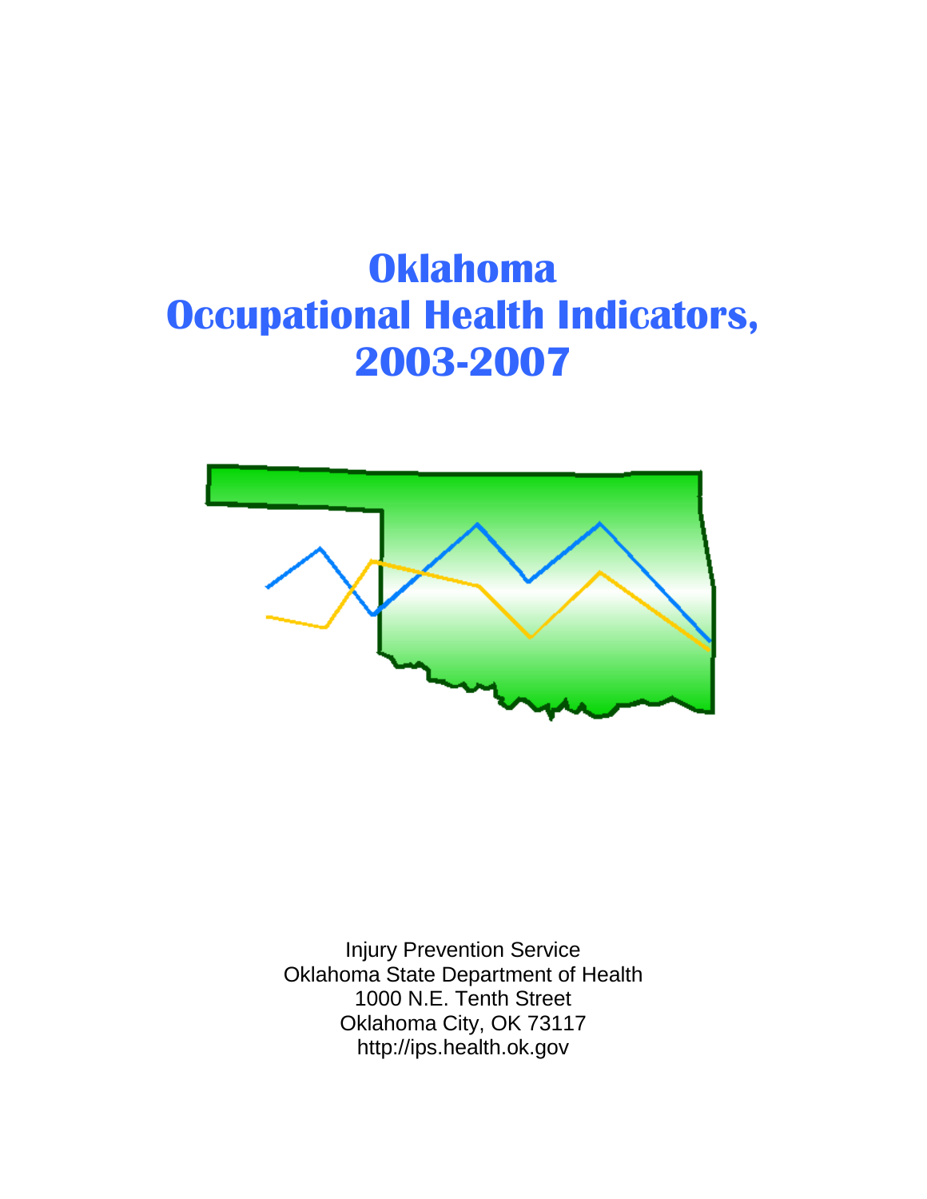# Oklahoma Occupational Health Indicators, 2003-2007

Injury Prevention Service
Oklahoma State Department of Health
1000 N.E. Tenth Street
Oklahoma City, OK 73117
http://ips.health.ok.gov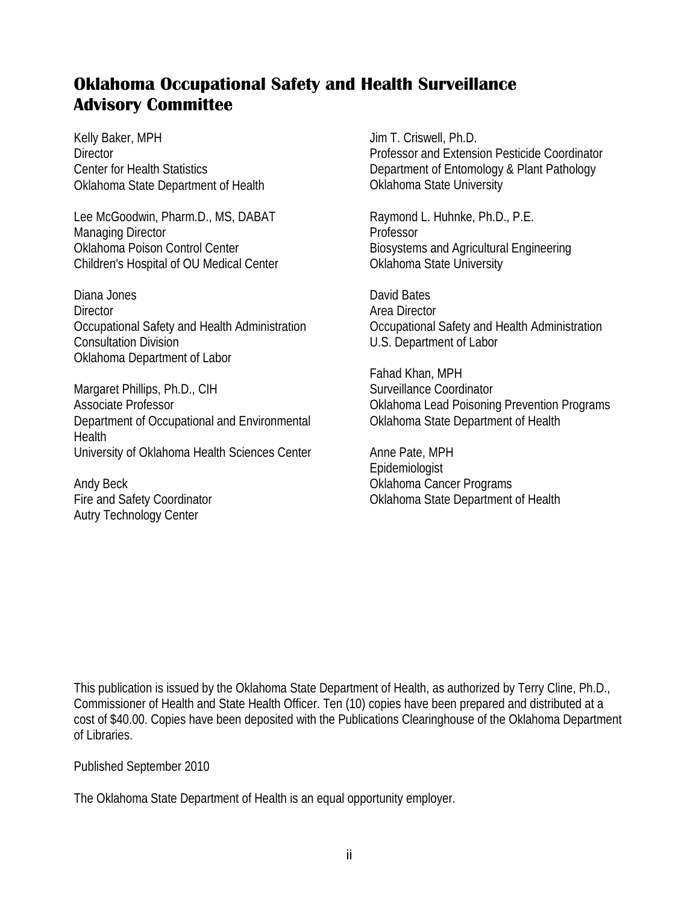## Oklahoma Occupational Safety and Health Surveillance Advisory Committee

Kelly Baker, MPH
Director
Center for Health Statistics
Oklahoma State Department of Health

Lee McGoodwin, Pharm.D., MS, DABAT
Managing Director
Oklahoma Poison Control Center
Children's Hospital of OU Medical Center

Diana Jones
Director
Occupational Safety and Health Administration
Consultation Division
Oklahoma Department of Labor

Margaret Phillips, Ph.D., CIH
Associate Professor
Department of Occupational and Environmental Health
University of Oklahoma Health Sciences Center

Andy Beck
Fire and Safety Coordinator
Autry Technology Center

Jim T. Criswell, Ph.D.
Professor and Extension Pesticide Coordinator
Department of Entomology & Plant Pathology
Oklahoma State University

Raymond L. Huhnke, Ph.D., P.E.
Professor
Biosystems and Agricultural Engineering
Oklahoma State University

David Bates
Area Director
Occupational Safety and Health Administration
U.S. Department of Labor

Fahad Khan, MPH
Surveillance Coordinator
Oklahoma Lead Poisoning Prevention Programs
Oklahoma State Department of Health

Anne Pate, MPH
Epidemiologist
Oklahoma Cancer Programs
Oklahoma State Department of Health

This publication is issued by the Oklahoma State Department of Health, as authorized by Terry Cline, Ph.D., Commissioner of Health and State Health Officer. Ten (10) copies have been prepared and distributed at a cost of $40.00. Copies have been deposited with the Publications Clearinghouse of the Oklahoma Department of Libraries.

Published September 2010

The Oklahoma State Department of Health is an equal opportunity employer.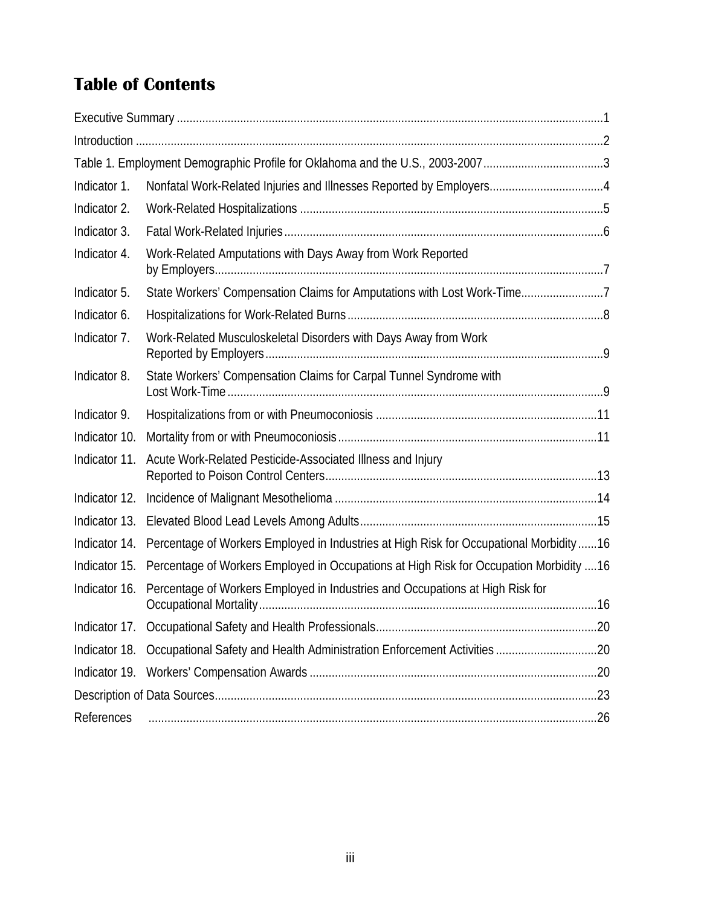# Table of Contents

| | |
|---|---|
| Executive Summary | 1 |
| Introduction | 2 |
| Table 1. Employment Demographic Profile for Oklahoma and the U.S., 2003-2007 | 3 |
| Indicator 1. Nonfatal Work-Related Injuries and Illnesses Reported by Employers | 4 |
| Indicator 2. Work-Related Hospitalizations | 5 |
| Indicator 3. Fatal Work-Related Injuries | 6 |
| Indicator 4. Work-Related Amputations with Days Away from Work Reported by Employers | 7 |
| Indicator 5. State Workers' Compensation Claims for Amputations with Lost Work-Time | 7 |
| Indicator 6. Hospitalizations for Work-Related Burns | 8 |
| Indicator 7. Work-Related Musculoskeletal Disorders with Days Away from Work Reported by Employers | 9 |
| Indicator 8. State Workers' Compensation Claims for Carpal Tunnel Syndrome with Lost Work-Time | 9 |
| Indicator 9. Hospitalizations from or with Pneumoconiosis | 11 |
| Indicator 10. Mortality from or with Pneumoconiosis | 11 |
| Indicator 11. Acute Work-Related Pesticide-Associated Illness and Injury Reported to Poison Control Centers | 13 |
| Indicator 12. Incidence of Malignant Mesothelioma | 14 |
| Indicator 13. Elevated Blood Lead Levels Among Adults | 15 |
| Indicator 14. Percentage of Workers Employed in Industries at High Risk for Occupational Morbidity | 16 |
| Indicator 15. Percentage of Workers Employed in Occupations at High Risk for Occupation Morbidity | 16 |
| Indicator 16. Percentage of Workers Employed in Industries and Occupations at High Risk for Occupational Mortality | 16 |
| Indicator 17. Occupational Safety and Health Professionals | 20 |
| Indicator 18. Occupational Safety and Health Administration Enforcement Activities | 20 |
| Indicator 19. Workers' Compensation Awards | 20 |
| Description of Data Sources | 23 |
| References | 26 |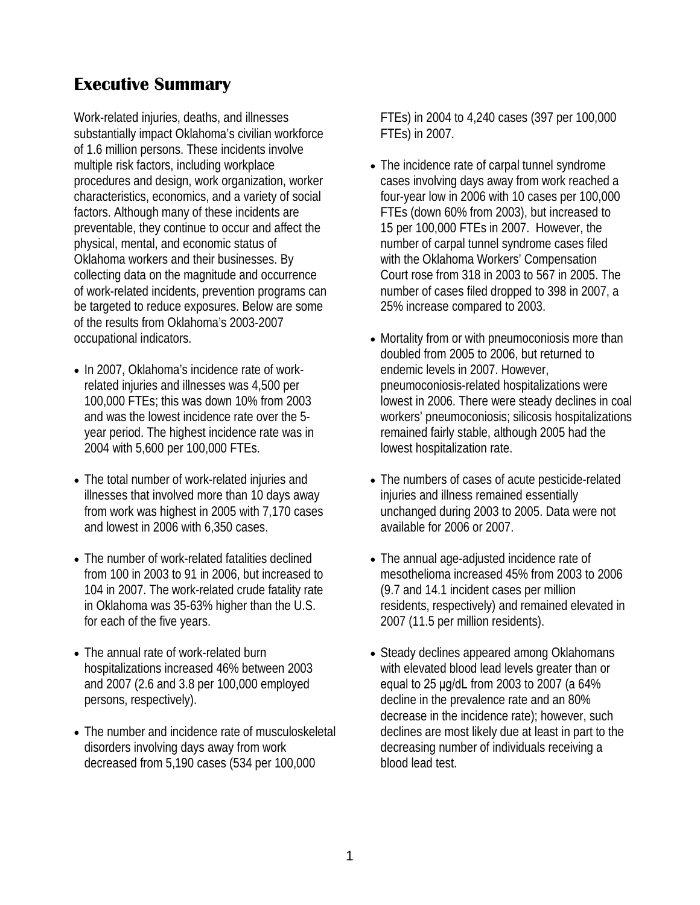# Executive Summary

Work-related injuries, deaths, and illnesses substantially impact Oklahoma's civilian workforce of 1.6 million persons. These incidents involve multiple risk factors, including workplace procedures and design, work organization, worker characteristics, economics, and a variety of social factors. Although many of these incidents are preventable, they continue to occur and affect the physical, mental, and economic status of Oklahoma workers and their businesses. By collecting data on the magnitude and occurrence of work-related incidents, prevention programs can be targeted to reduce exposures. Below are some of the results from Oklahoma's 2003-2007 occupational indicators.

- In 2007, Oklahoma's incidence rate of work-related injuries and illnesses was 4,500 per 100,000 FTEs; this was down 10% from 2003 and was the lowest incidence rate over the 5-year period. The highest incidence rate was in 2004 with 5,600 per 100,000 FTEs.
- The total number of work-related injuries and illnesses that involved more than 10 days away from work was highest in 2005 with 7,170 cases and lowest in 2006 with 6,350 cases.
- The number of work-related fatalities declined from 100 in 2003 to 91 in 2006, but increased to 104 in 2007. The work-related crude fatality rate in Oklahoma was 35-63% higher than the U.S. for each of the five years.
- The annual rate of work-related burn hospitalizations increased 46% between 2003 and 2007 (2.6 and 3.8 per 100,000 employed persons, respectively).
- The number and incidence rate of musculoskeletal disorders involving days away from work decreased from 5,190 cases (534 per 100,000 FTEs) in 2004 to 4,240 cases (397 per 100,000 FTEs) in 2007.
- The incidence rate of carpal tunnel syndrome cases involving days away from work reached a four-year low in 2006 with 10 cases per 100,000 FTEs (down 60% from 2003), but increased to 15 per 100,000 FTEs in 2007. However, the number of carpal tunnel syndrome cases filed with the Oklahoma Workers' Compensation Court rose from 318 in 2003 to 567 in 2005. The number of cases filed dropped to 398 in 2007, a 25% increase compared to 2003.
- Mortality from or with pneumoconiosis more than doubled from 2005 to 2006, but returned to endemic levels in 2007. However, pneumoconiosis-related hospitalizations were lowest in 2006. There were steady declines in coal workers' pneumoconiosis; silicosis hospitalizations remained fairly stable, although 2005 had the lowest hospitalization rate.
- The numbers of cases of acute pesticide-related injuries and illness remained essentially unchanged during 2003 to 2005. Data were not available for 2006 or 2007.
- The annual age-adjusted incidence rate of mesothelioma increased 45% from 2003 to 2006 (9.7 and 14.1 incident cases per million residents, respectively) and remained elevated in 2007 (11.5 per million residents).
- Steady declines appeared among Oklahomans with elevated blood lead levels greater than or equal to 25 µg/dL from 2003 to 2007 (a 64% decline in the prevalence rate and an 80% decrease in the incidence rate); however, such declines are most likely due at least in part to the decreasing number of individuals receiving a blood lead test.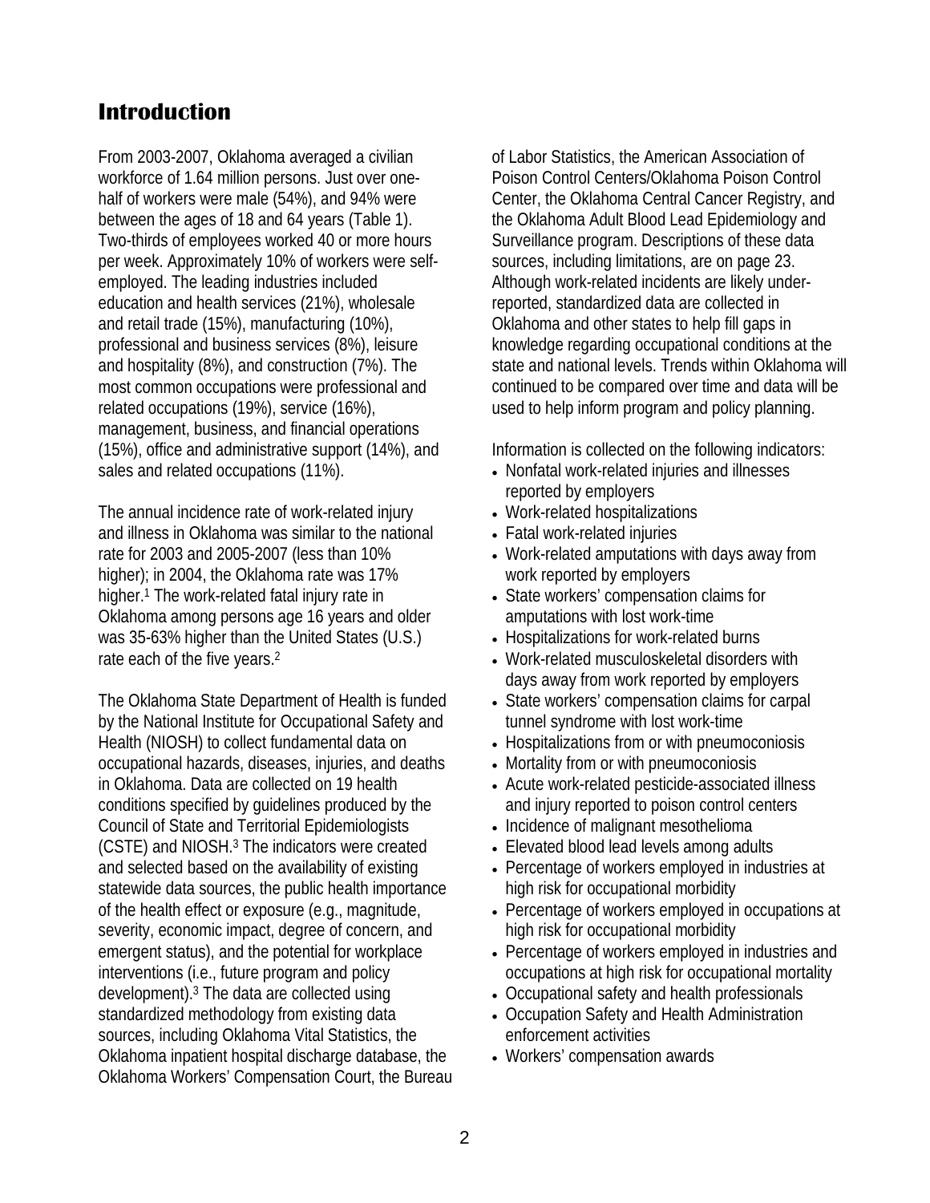# Introduction

From 2003-2007, Oklahoma averaged a civilian workforce of 1.64 million persons. Just over one-half of workers were male (54%), and 94% were between the ages of 18 and 64 years (Table 1). Two-thirds of employees worked 40 or more hours per week. Approximately 10% of workers were self-employed. The leading industries included education and health services (21%), wholesale and retail trade (15%), manufacturing (10%), professional and business services (8%), leisure and hospitality (8%), and construction (7%). The most common occupations were professional and related occupations (19%), service (16%), management, business, and financial operations (15%), office and administrative support (14%), and sales and related occupations (11%).

The annual incidence rate of work-related injury and illness in Oklahoma was similar to the national rate for 2003 and 2005-2007 (less than 10% higher); in 2004, the Oklahoma rate was 17% higher.[1] The work-related fatal injury rate in Oklahoma among persons age 16 years and older was 35-63% higher than the United States (U.S.) rate each of the five years.[2]

The Oklahoma State Department of Health is funded by the National Institute for Occupational Safety and Health (NIOSH) to collect fundamental data on occupational hazards, diseases, injuries, and deaths in Oklahoma. Data are collected on 19 health conditions specified by guidelines produced by the Council of State and Territorial Epidemiologists (CSTE) and NIOSH.[3] The indicators were created and selected based on the availability of existing statewide data sources, the public health importance of the health effect or exposure (e.g., magnitude, severity, economic impact, degree of concern, and emergent status), and the potential for workplace interventions (i.e., future program and policy development).[3] The data are collected using standardized methodology from existing data sources, including Oklahoma Vital Statistics, the Oklahoma inpatient hospital discharge database, the Oklahoma Workers' Compensation Court, the Bureau of Labor Statistics, the American Association of Poison Control Centers/Oklahoma Poison Control Center, the Oklahoma Central Cancer Registry, and the Oklahoma Adult Blood Lead Epidemiology and Surveillance program. Descriptions of these data sources, including limitations, are on page 23. Although work-related incidents are likely under-reported, standardized data are collected in Oklahoma and other states to help fill gaps in knowledge regarding occupational conditions at the state and national levels. Trends within Oklahoma will continued to be compared over time and data will be used to help inform program and policy planning.

Information is collected on the following indicators:

- Nonfatal work-related injuries and illnesses reported by employers
- Work-related hospitalizations
- Fatal work-related injuries
- Work-related amputations with days away from work reported by employers
- State workers' compensation claims for amputations with lost work-time
- Hospitalizations for work-related burns
- Work-related musculoskeletal disorders with days away from work reported by employers
- State workers' compensation claims for carpal tunnel syndrome with lost work-time
- Hospitalizations from or with pneumoconiosis
- Mortality from or with pneumoconiosis
- Acute work-related pesticide-associated illness and injury reported to poison control centers
- Incidence of malignant mesothelioma
- Elevated blood lead levels among adults
- Percentage of workers employed in industries at high risk for occupational morbidity
- Percentage of workers employed in occupations at high risk for occupational morbidity
- Percentage of workers employed in industries and occupations at high risk for occupational mortality
- Occupational safety and health professionals
- Occupation Safety and Health Administration enforcement activities
- Workers' compensation awards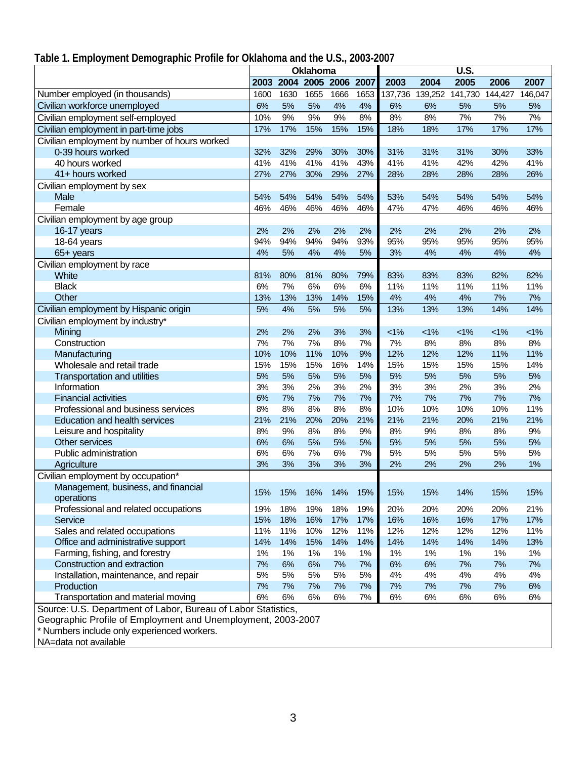**Table 1. Employment Demographic Profile for Oklahoma and the U.S., 2003-2007**

| | Oklahoma | | | | | U.S. | | | | |
|---|---|---|---|---|---|---|---|---|---|---|
| | 2003 | 2004 | 2005 | 2006 | 2007 | 2003 | 2004 | 2005 | 2006 | 2007 |
| Number employed (in thousands) | 1600 | 1630 | 1655 | 1666 | 1653 | 137,736 | 139,252 | 141,730 | 144,427 | 146,047 |
| Civilian workforce unemployed | 6% | 5% | 5% | 4% | 4% | 6% | 6% | 5% | 5% | 5% |
| Civilian employment self-employed | 10% | 9% | 9% | 9% | 8% | 8% | 8% | 7% | 7% | 7% |
| Civilian employment in part-time jobs | 17% | 17% | 15% | 15% | 15% | 18% | 18% | 17% | 17% | 17% |
| Civilian employment by number of hours worked | | | | | | | | | | |
| 0-39 hours worked | 32% | 32% | 29% | 30% | 30% | 31% | 31% | 31% | 30% | 33% |
| 40 hours worked | 41% | 41% | 41% | 41% | 43% | 41% | 41% | 42% | 42% | 41% |
| 41+ hours worked | 27% | 27% | 30% | 29% | 27% | 28% | 28% | 28% | 28% | 26% |
| Civilian employment by sex | | | | | | | | | | |
| Male | 54% | 54% | 54% | 54% | 54% | 53% | 54% | 54% | 54% | 54% |
| Female | 46% | 46% | 46% | 46% | 46% | 47% | 47% | 46% | 46% | 46% |
| Civilian employment by age group | | | | | | | | | | |
| 16-17 years | 2% | 2% | 2% | 2% | 2% | 2% | 2% | 2% | 2% | 2% |
| 18-64 years | 94% | 94% | 94% | 94% | 93% | 95% | 95% | 95% | 95% | 95% |
| 65+ years | 4% | 5% | 4% | 4% | 5% | 3% | 4% | 4% | 4% | 4% |
| Civilian employment by race | | | | | | | | | | |
| White | 81% | 80% | 81% | 80% | 79% | 83% | 83% | 83% | 82% | 82% |
| Black | 6% | 7% | 6% | 6% | 6% | 11% | 11% | 11% | 11% | 11% |
| Other | 13% | 13% | 13% | 14% | 15% | 4% | 4% | 4% | 7% | 7% |
| Civilian employment by Hispanic origin | 5% | 4% | 5% | 5% | 5% | 13% | 13% | 13% | 14% | 14% |
| Civilian employment by industry* | | | | | | | | | | |
| Mining | 2% | 2% | 2% | 3% | 3% | <1% | <1% | <1% | <1% | <1% |
| Construction | 7% | 7% | 7% | 8% | 7% | 7% | 8% | 8% | 8% | 8% |
| Manufacturing | 10% | 10% | 11% | 10% | 9% | 12% | 12% | 12% | 11% | 11% |
| Wholesale and retail trade | 15% | 15% | 15% | 16% | 14% | 15% | 15% | 15% | 15% | 14% |
| Transportation and utilities | 5% | 5% | 5% | 5% | 5% | 5% | 5% | 5% | 5% | 5% |
| Information | 3% | 3% | 2% | 3% | 2% | 3% | 3% | 2% | 3% | 2% |
| Financial activities | 6% | 7% | 7% | 7% | 7% | 7% | 7% | 7% | 7% | 7% |
| Professional and business services | 8% | 8% | 8% | 8% | 8% | 10% | 10% | 10% | 10% | 11% |
| Education and health services | 21% | 21% | 20% | 20% | 21% | 21% | 21% | 20% | 21% | 21% |
| Leisure and hospitality | 8% | 9% | 8% | 8% | 9% | 8% | 9% | 8% | 8% | 9% |
| Other services | 6% | 6% | 5% | 5% | 5% | 5% | 5% | 5% | 5% | 5% |
| Public administration | 6% | 6% | 7% | 6% | 7% | 5% | 5% | 5% | 5% | 5% |
| Agriculture | 3% | 3% | 3% | 3% | 3% | 2% | 2% | 2% | 2% | 1% |
| Civilian employment by occupation* | | | | | | | | | | |
| Management, business, and financial operations | 15% | 15% | 16% | 14% | 15% | 15% | 15% | 14% | 15% | 15% |
| Professional and related occupations | 19% | 18% | 19% | 18% | 19% | 20% | 20% | 20% | 20% | 21% |
| Service | 15% | 18% | 16% | 17% | 17% | 16% | 16% | 16% | 17% | 17% |
| Sales and related occupations | 11% | 11% | 10% | 12% | 11% | 12% | 12% | 12% | 12% | 11% |
| Office and administrative support | 14% | 14% | 15% | 14% | 14% | 14% | 14% | 14% | 14% | 13% |
| Farming, fishing, and forestry | 1% | 1% | 1% | 1% | 1% | 1% | 1% | 1% | 1% | 1% |
| Construction and extraction | 7% | 6% | 6% | 7% | 7% | 6% | 6% | 7% | 7% | 7% |
| Installation, maintenance, and repair | 5% | 5% | 5% | 5% | 5% | 4% | 4% | 4% | 4% | 4% |
| Production | 7% | 7% | 7% | 7% | 7% | 7% | 7% | 7% | 7% | 6% |
| Transportation and material moving | 6% | 6% | 6% | 6% | 7% | 6% | 6% | 6% | 6% | 6% |

Source: U.S. Department of Labor, Bureau of Labor Statistics, Geographic Profile of Employment and Unemployment, 2003-2007

* Numbers include only experienced workers.

NA=data not available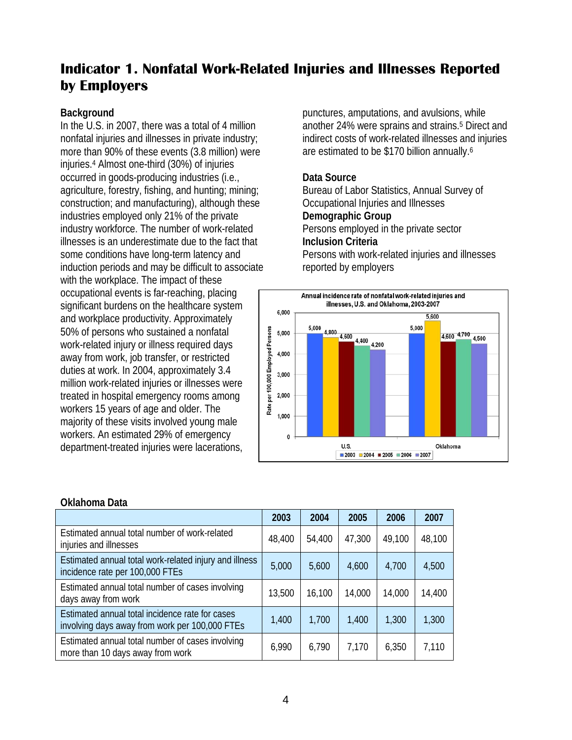# Indicator 1. Nonfatal Work-Related Injuries and Illnesses Reported by Employers

**Background**

In the U.S. in 2007, there was a total of 4 million nonfatal injuries and illnesses in private industry; more than 90% of these events (3.8 million) were injuries.[4] Almost one-third (30%) of injuries occurred in goods-producing industries (i.e., agriculture, forestry, fishing, and hunting; mining; construction; and manufacturing), although these industries employed only 21% of the private industry workforce. The number of work-related illnesses is an underestimate due to the fact that some conditions have long-term latency and induction periods and may be difficult to associate with the workplace. The impact of these occupational events is far-reaching, placing significant burdens on the healthcare system and workplace productivity. Approximately 50% of persons who sustained a nonfatal work-related injury or illness required days away from work, job transfer, or restricted duties at work. In 2004, approximately 3.4 million work-related injuries or illnesses were treated in hospital emergency rooms among workers 15 years of age and older. The majority of these visits involved young male workers. An estimated 29% of emergency department-treated injuries were lacerations, punctures, amputations, and avulsions, while another 24% were sprains and strains.[5] Direct and indirect costs of work-related illnesses and injuries are estimated to be $170 billion annually.[6]

**Data Source**

Bureau of Labor Statistics, Annual Survey of Occupational Injuries and Illnesses

**Demographic Group**

Persons employed in the private sector

**Inclusion Criteria**

Persons with work-related injuries and illnesses reported by employers

**Annual incidence rate of nonfatal work-related injuries and illnesses, U.S. and Oklahoma, 2003-2007**

| Rate per 100,000 Employed Persons | 2003 | 2004 | 2005 | 2006 | 2007 |
|---|---|---|---|---|---|
| U.S. | 5,000 | 4,800 | 4,600 | 4,400 | 4,200 |
| Oklahoma | 5,000 | 5,600 | 4,600 | 4,700 | 4,500 |

**Oklahoma Data**

| | 2003 | 2004 | 2005 | 2006 | 2007 |
|---|---|---|---|---|---|
| Estimated annual total number of work-related injuries and illnesses | 48,400 | 54,400 | 47,300 | 49,100 | 48,100 |
| Estimated annual total work-related injury and illness incidence rate per 100,000 FTEs | 5,000 | 5,600 | 4,600 | 4,700 | 4,500 |
| Estimated annual total number of cases involving days away from work | 13,500 | 16,100 | 14,000 | 14,000 | 14,400 |
| Estimated annual total incidence rate for cases involving days away from work per 100,000 FTEs | 1,400 | 1,700 | 1,400 | 1,300 | 1,300 |
| Estimated annual total number of cases involving more than 10 days away from work | 6,990 | 6,790 | 7,170 | 6,350 | 7,110 |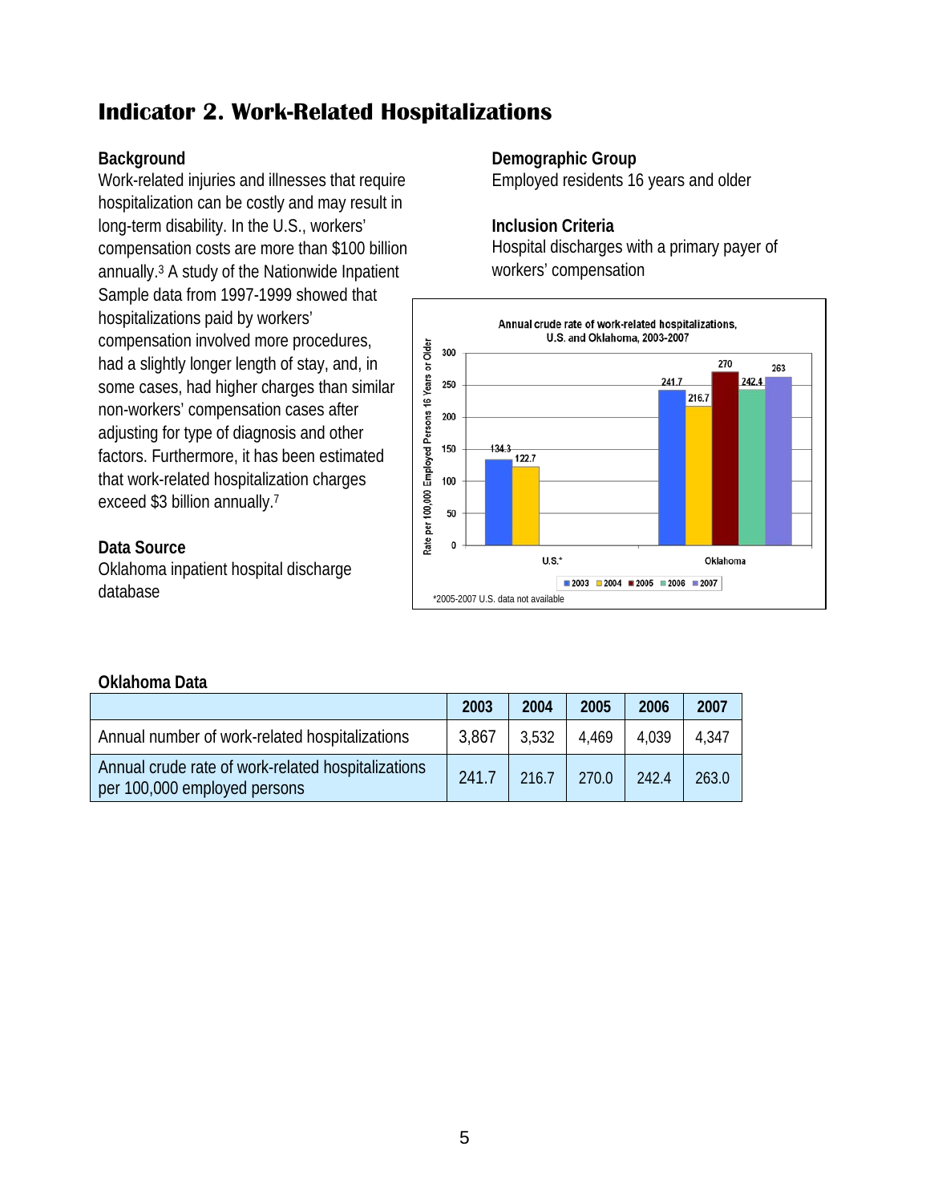# Indicator 2. Work-Related Hospitalizations

### Background

Work-related injuries and illnesses that require hospitalization can be costly and may result in long-term disability. In the U.S., workers' compensation costs are more than $100 billion annually.[3] A study of the Nationwide Inpatient Sample data from 1997-1999 showed that hospitalizations paid by workers' compensation involved more procedures, had a slightly longer length of stay, and, in some cases, had higher charges than similar non-workers' compensation cases after adjusting for type of diagnosis and other factors. Furthermore, it has been estimated that work-related hospitalization charges exceed $3 billion annually.[7]

### Data Source

Oklahoma inpatient hospital discharge database

### Demographic Group

Employed residents 16 years and older

### Inclusion Criteria

Hospital discharges with a primary payer of workers' compensation

Annual crude rate of work-related hospitalizations, U.S. and Oklahoma, 2003-2007

| | 2003 | 2004 | 2005 | 2006 | 2007 |
|---|---|---|---|---|---|
| U.S.* | 134.3 | 122.7 | | | |
| Oklahoma | 241.7 | 216.7 | 270 | 242.4 | 263 |

*2005-2007 U.S. data not available

### Oklahoma Data

| | 2003 | 2004 | 2005 | 2006 | 2007 |
|---|---|---|---|---|---|
| Annual number of work-related hospitalizations | 3,867 | 3,532 | 4,469 | 4,039 | 4,347 |
| Annual crude rate of work-related hospitalizations per 100,000 employed persons | 241.7 | 216.7 | 270.0 | 242.4 | 263.0 |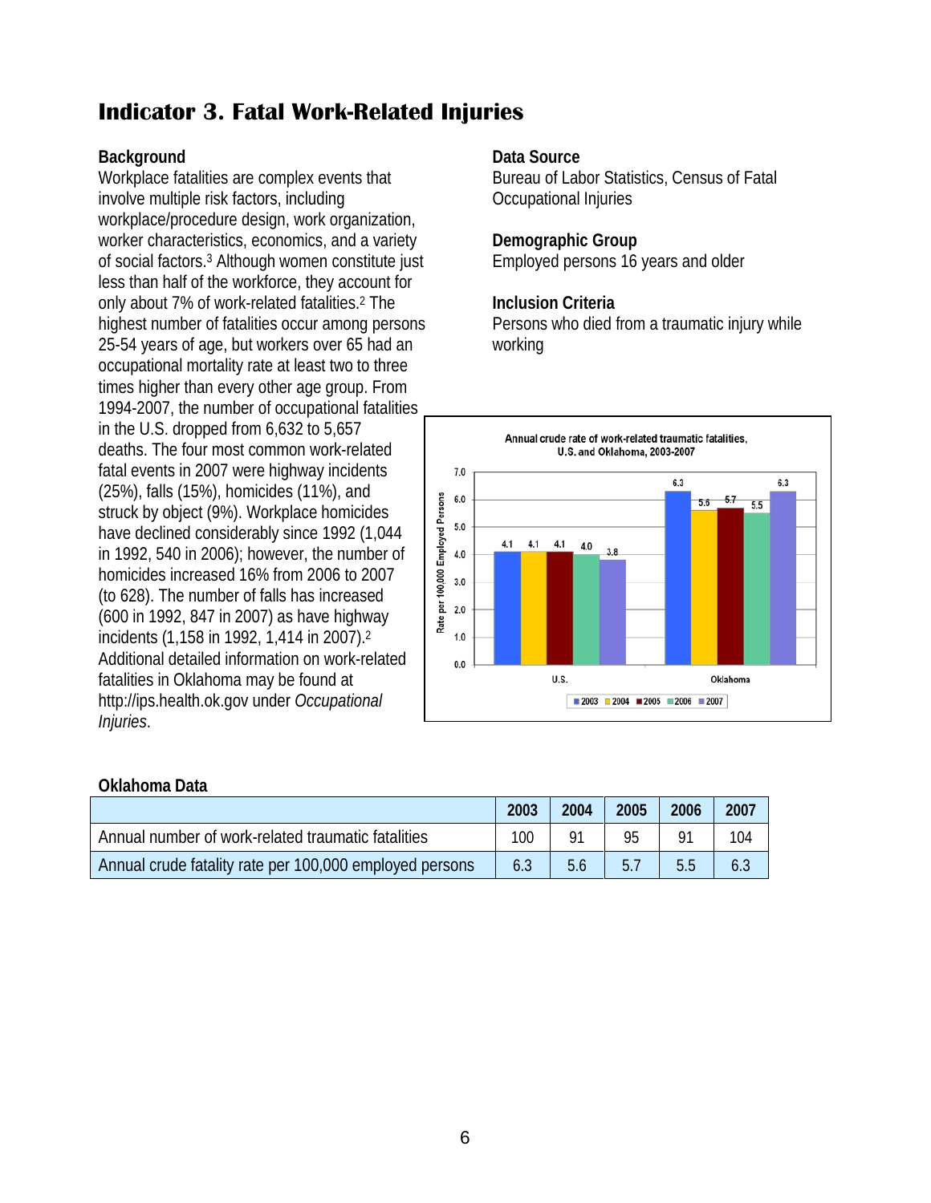# Indicator 3. Fatal Work-Related Injuries

## Background

Workplace fatalities are complex events that involve multiple risk factors, including workplace/procedure design, work organization, worker characteristics, economics, and a variety of social factors.[3] Although women constitute just less than half of the workforce, they account for only about 7% of work-related fatalities.[2] The highest number of fatalities occur among persons 25-54 years of age, but workers over 65 had an occupational mortality rate at least two to three times higher than every other age group. From 1994-2007, the number of occupational fatalities in the U.S. dropped from 6,632 to 5,657 deaths. The four most common work-related fatal events in 2007 were highway incidents (25%), falls (15%), homicides (11%), and struck by object (9%). Workplace homicides have declined considerably since 1992 (1,044 in 1992, 540 in 2006); however, the number of homicides increased 16% from 2006 to 2007 (to 628). The number of falls has increased (600 in 1992, 847 in 2007) as have highway incidents (1,158 in 1992, 1,414 in 2007).[2] Additional detailed information on work-related fatalities in Oklahoma may be found at http://ips.health.ok.gov under *Occupational Injuries*.

## Data Source

Bureau of Labor Statistics, Census of Fatal Occupational Injuries

## Demographic Group

Employed persons 16 years and older

## Inclusion Criteria

Persons who died from a traumatic injury while working

**Annual crude rate of work-related traumatic fatalities, U.S. and Oklahoma, 2003-2007**

| Rate per 100,000 Employed Persons | 2003 | 2004 | 2005 | 2006 | 2007 |
|---|---|---|---|---|---|
| U.S. | 4.1 | 4.1 | 4.1 | 4.0 | 3.8 |
| Oklahoma | 6.3 | 5.6 | 5.7 | 5.5 | 6.3 |

## Oklahoma Data

| | 2003 | 2004 | 2005 | 2006 | 2007 |
|---|---|---|---|---|---|
| Annual number of work-related traumatic fatalities | 100 | 91 | 95 | 91 | 104 |
| Annual crude fatality rate per 100,000 employed persons | 6.3 | 5.6 | 5.7 | 5.5 | 6.3 |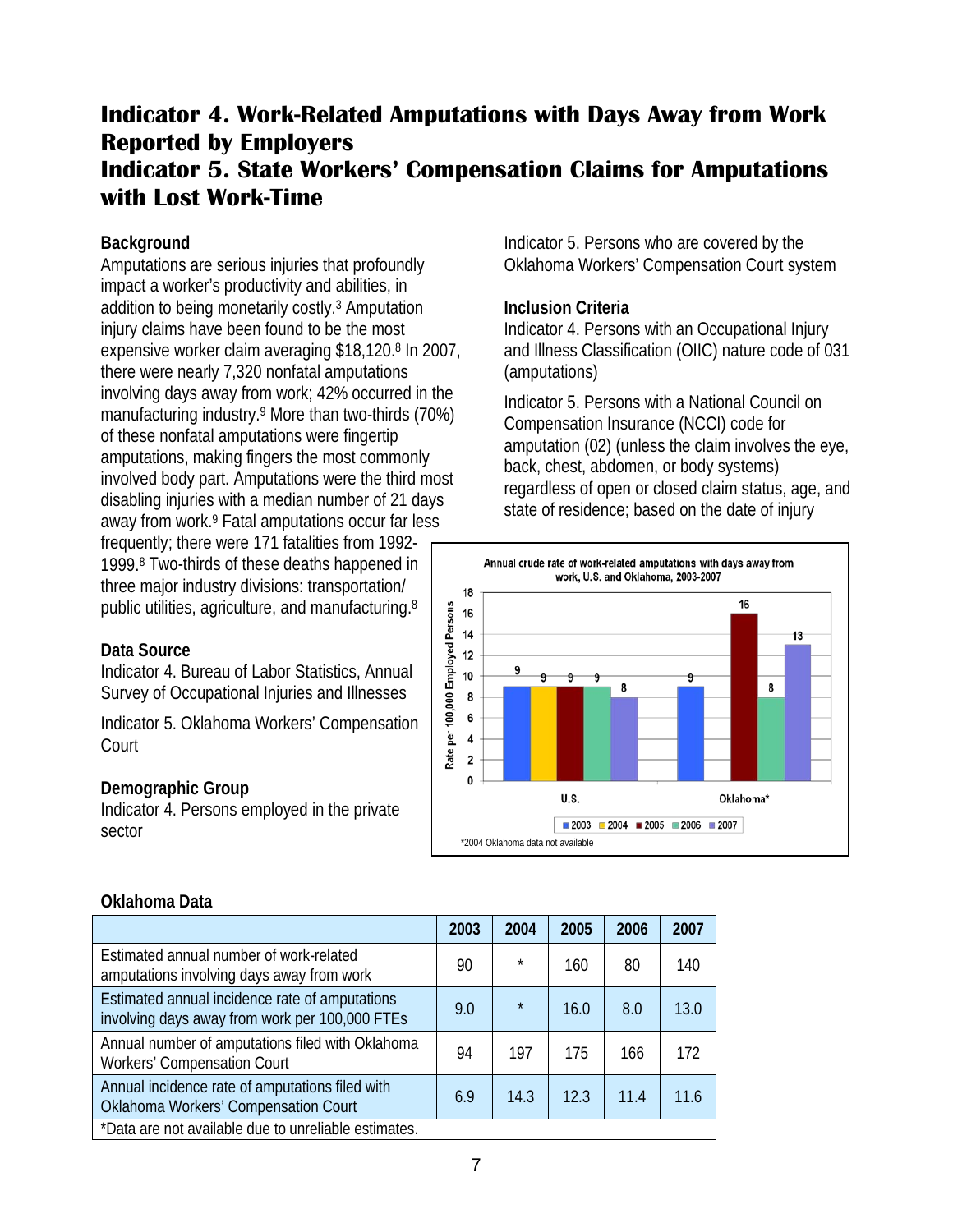# Indicator 4. Work-Related Amputations with Days Away from Work Reported by Employers
# Indicator 5. State Workers' Compensation Claims for Amputations with Lost Work-Time

### Background

Amputations are serious injuries that profoundly impact a worker's productivity and abilities, in addition to being monetarily costly.[3] Amputation injury claims have been found to be the most expensive worker claim averaging $18,120.[8] In 2007, there were nearly 7,320 nonfatal amputations involving days away from work; 42% occurred in the manufacturing industry.[9] More than two-thirds (70%) of these nonfatal amputations were fingertip amputations, making fingers the most commonly involved body part. Amputations were the third most disabling injuries with a median number of 21 days away from work.[9] Fatal amputations occur far less frequently; there were 171 fatalities from 1992-1999.[8] Two-thirds of these deaths happened in three major industry divisions: transportation/ public utilities, agriculture, and manufacturing.[8]

### Data Source

Indicator 4. Bureau of Labor Statistics, Annual Survey of Occupational Injuries and Illnesses

Indicator 5. Oklahoma Workers' Compensation Court

### Demographic Group

Indicator 4. Persons employed in the private sector

Indicator 5. Persons who are covered by the Oklahoma Workers' Compensation Court system

### Inclusion Criteria

Indicator 4. Persons with an Occupational Injury and Illness Classification (OIIC) nature code of 031 (amputations)

Indicator 5. Persons with a National Council on Compensation Insurance (NCCI) code for amputation (02) (unless the claim involves the eye, back, chest, abdomen, or body systems) regardless of open or closed claim status, age, and state of residence; based on the date of injury

Annual crude rate of work-related amputations with days away from work, U.S. and Oklahoma, 2003-2007

| | 2003 | 2004 | 2005 | 2006 | 2007 |
|---|---|---|---|---|---|
| U.S. | 9 | 9 | 9 | 9 | 8 |
| Oklahoma* | 9 | | 16 | 8 | 13 |

*2004 Oklahoma data not available

### Oklahoma Data

| | 2003 | 2004 | 2005 | 2006 | 2007 |
|---|---|---|---|---|---|
| Estimated annual number of work-related amputations involving days away from work | 90 | * | 160 | 80 | 140 |
| Estimated annual incidence rate of amputations involving days away from work per 100,000 FTEs | 9.0 | * | 16.0 | 8.0 | 13.0 |
| Annual number of amputations filed with Oklahoma Workers' Compensation Court | 94 | 197 | 175 | 166 | 172 |
| Annual incidence rate of amputations filed with Oklahoma Workers' Compensation Court | 6.9 | 14.3 | 12.3 | 11.4 | 11.6 |

*Data are not available due to unreliable estimates.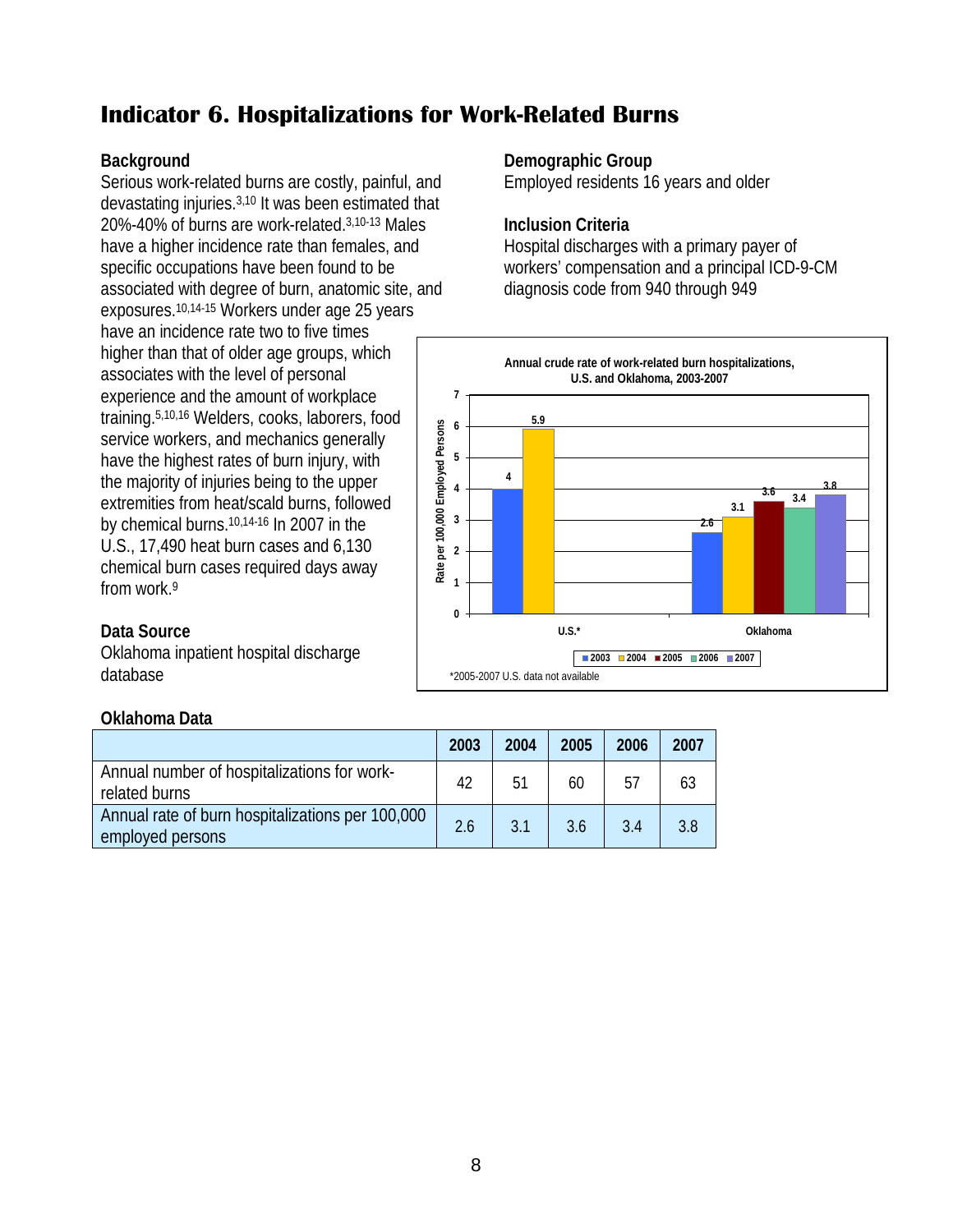# Indicator 6. Hospitalizations for Work-Related Burns

## Background

Serious work-related burns are costly, painful, and devastating injuries.[3,10] It was been estimated that 20%-40% of burns are work-related.[3,10-13] Males have a higher incidence rate than females, and specific occupations have been found to be associated with degree of burn, anatomic site, and exposures.[10,14-15] Workers under age 25 years have an incidence rate two to five times higher than that of older age groups, which associates with the level of personal experience and the amount of workplace training.[5,10,16] Welders, cooks, laborers, food service workers, and mechanics generally have the highest rates of burn injury, with the majority of injuries being to the upper extremities from heat/scald burns, followed by chemical burns.[10,14-16] In 2007 in the U.S., 17,490 heat burn cases and 6,130 chemical burn cases required days away from work.[9]

## Data Source

Oklahoma inpatient hospital discharge database

## Demographic Group

Employed residents 16 years and older

## Inclusion Criteria

Hospital discharges with a primary payer of workers' compensation and a principal ICD-9-CM diagnosis code from 940 through 949

**Annual crude rate of work-related burn hospitalizations, U.S. and Oklahoma, 2003-2007**

| Rate per 100,000 Employed Persons | 2003 | 2004 | 2005 | 2006 | 2007 |
|---|---|---|---|---|---|
| U.S.* | 4 | 5.9 | | | |
| Oklahoma | 2.6 | 3.1 | 3.6 | 3.4 | 3.8 |

*2005-2007 U.S. data not available

## Oklahoma Data

| | 2003 | 2004 | 2005 | 2006 | 2007 |
|---|---|---|---|---|---|
| Annual number of hospitalizations for work-related burns | 42 | 51 | 60 | 57 | 63 |
| Annual rate of burn hospitalizations per 100,000 employed persons | 2.6 | 3.1 | 3.6 | 3.4 | 3.8 |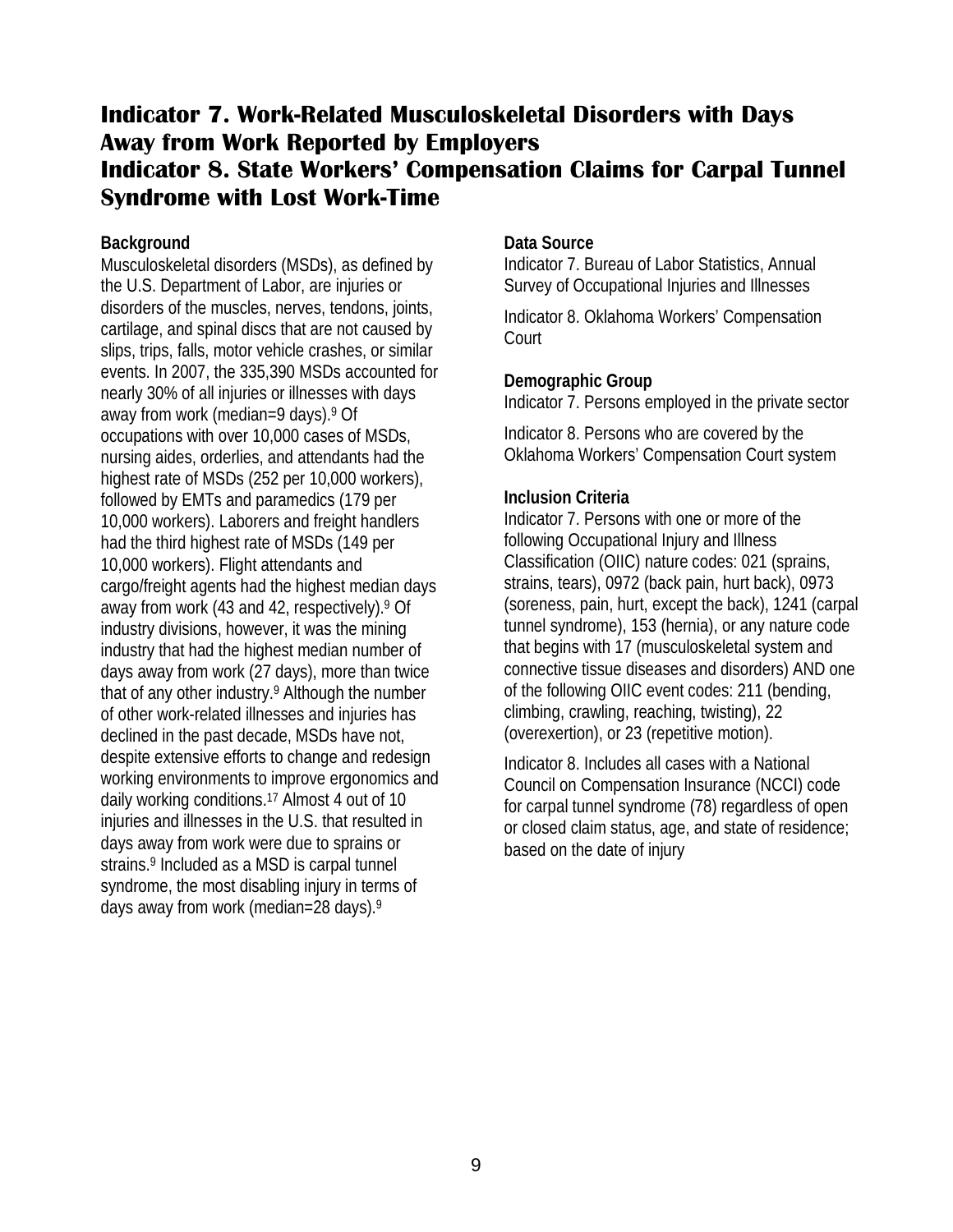# Indicator 7. Work-Related Musculoskeletal Disorders with Days Away from Work Reported by Employers
# Indicator 8. State Workers' Compensation Claims for Carpal Tunnel Syndrome with Lost Work-Time

**Background**

Musculoskeletal disorders (MSDs), as defined by the U.S. Department of Labor, are injuries or disorders of the muscles, nerves, tendons, joints, cartilage, and spinal discs that are not caused by slips, trips, falls, motor vehicle crashes, or similar events. In 2007, the 335,390 MSDs accounted for nearly 30% of all injuries or illnesses with days away from work (median=9 days).[9] Of occupations with over 10,000 cases of MSDs, nursing aides, orderlies, and attendants had the highest rate of MSDs (252 per 10,000 workers), followed by EMTs and paramedics (179 per 10,000 workers). Laborers and freight handlers had the third highest rate of MSDs (149 per 10,000 workers). Flight attendants and cargo/freight agents had the highest median days away from work (43 and 42, respectively).[9] Of industry divisions, however, it was the mining industry that had the highest median number of days away from work (27 days), more than twice that of any other industry.[9] Although the number of other work-related illnesses and injuries has declined in the past decade, MSDs have not, despite extensive efforts to change and redesign working environments to improve ergonomics and daily working conditions.[17] Almost 4 out of 10 injuries and illnesses in the U.S. that resulted in days away from work were due to sprains or strains.[9] Included as a MSD is carpal tunnel syndrome, the most disabling injury in terms of days away from work (median=28 days).[9]

**Data Source**

Indicator 7. Bureau of Labor Statistics, Annual Survey of Occupational Injuries and Illnesses

Indicator 8. Oklahoma Workers' Compensation Court

**Demographic Group**

Indicator 7. Persons employed in the private sector

Indicator 8. Persons who are covered by the Oklahoma Workers' Compensation Court system

**Inclusion Criteria**

Indicator 7. Persons with one or more of the following Occupational Injury and Illness Classification (OIIC) nature codes: 021 (sprains, strains, tears), 0972 (back pain, hurt back), 0973 (soreness, pain, hurt, except the back), 1241 (carpal tunnel syndrome), 153 (hernia), or any nature code that begins with 17 (musculoskeletal system and connective tissue diseases and disorders) AND one of the following OIIC event codes: 211 (bending, climbing, crawling, reaching, twisting), 22 (overexertion), or 23 (repetitive motion).

Indicator 8. Includes all cases with a National Council on Compensation Insurance (NCCI) code for carpal tunnel syndrome (78) regardless of open or closed claim status, age, and state of residence; based on the date of injury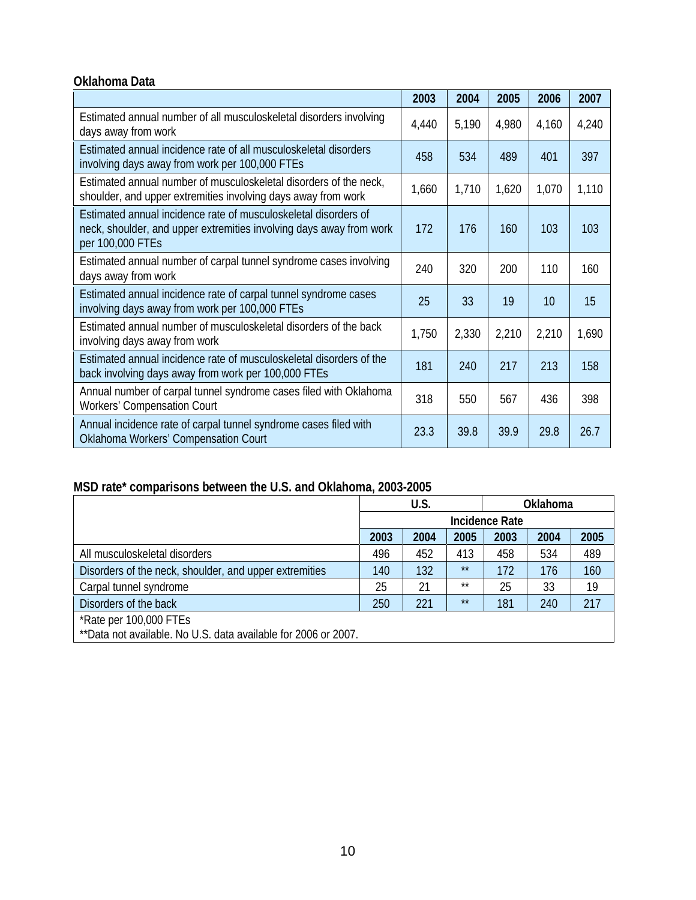**Oklahoma Data**

| | 2003 | 2004 | 2005 | 2006 | 2007 |
|---|---|---|---|---|---|
| Estimated annual number of all musculoskeletal disorders involving days away from work | 4,440 | 5,190 | 4,980 | 4,160 | 4,240 |
| Estimated annual incidence rate of all musculoskeletal disorders involving days away from work per 100,000 FTEs | 458 | 534 | 489 | 401 | 397 |
| Estimated annual number of musculoskeletal disorders of the neck, shoulder, and upper extremities involving days away from work | 1,660 | 1,710 | 1,620 | 1,070 | 1,110 |
| Estimated annual incidence rate of musculoskeletal disorders of neck, shoulder, and upper extremities involving days away from work per 100,000 FTEs | 172 | 176 | 160 | 103 | 103 |
| Estimated annual number of carpal tunnel syndrome cases involving days away from work | 240 | 320 | 200 | 110 | 160 |
| Estimated annual incidence rate of carpal tunnel syndrome cases involving days away from work per 100,000 FTEs | 25 | 33 | 19 | 10 | 15 |
| Estimated annual number of musculoskeletal disorders of the back involving days away from work | 1,750 | 2,330 | 2,210 | 2,210 | 1,690 |
| Estimated annual incidence rate of musculoskeletal disorders of the back involving days away from work per 100,000 FTEs | 181 | 240 | 217 | 213 | 158 |
| Annual number of carpal tunnel syndrome cases filed with Oklahoma Workers' Compensation Court | 318 | 550 | 567 | 436 | 398 |
| Annual incidence rate of carpal tunnel syndrome cases filed with Oklahoma Workers' Compensation Court | 23.3 | 39.8 | 39.9 | 29.8 | 26.7 |

**MSD rate* comparisons between the U.S. and Oklahoma, 2003-2005**

| | U.S. | | | Oklahoma | | |
|---|---|---|---|---|---|---|
| | Incidence Rate | | | | | |
| | 2003 | 2004 | 2005 | 2003 | 2004 | 2005 |
| All musculoskeletal disorders | 496 | 452 | 413 | 458 | 534 | 489 |
| Disorders of the neck, shoulder, and upper extremities | 140 | 132 | ** | 172 | 176 | 160 |
| Carpal tunnel syndrome | 25 | 21 | ** | 25 | 33 | 19 |
| Disorders of the back | 250 | 221 | ** | 181 | 240 | 217 |

*Rate per 100,000 FTEs
**Data not available. No U.S. data available for 2006 or 2007.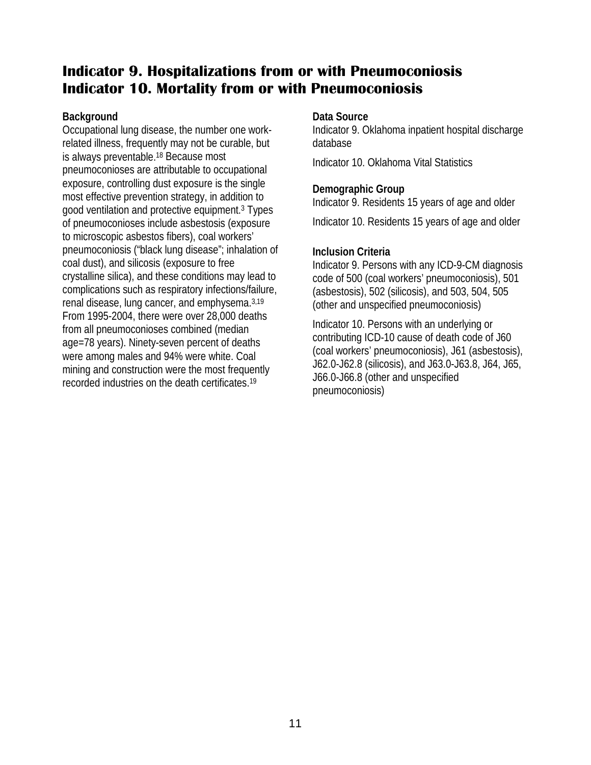# Indicator 9. Hospitalizations from or with Pneumoconiosis
# Indicator 10. Mortality from or with Pneumoconiosis

**Background**

Occupational lung disease, the number one work-related illness, frequently may not be curable, but is always preventable.[18] Because most pneumoconioses are attributable to occupational exposure, controlling dust exposure is the single most effective prevention strategy, in addition to good ventilation and protective equipment.[3] Types of pneumoconioses include asbestosis (exposure to microscopic asbestos fibers), coal workers' pneumoconiosis ("black lung disease"; inhalation of coal dust), and silicosis (exposure to free crystalline silica), and these conditions may lead to complications such as respiratory infections/failure, renal disease, lung cancer, and emphysema.[3,19] From 1995-2004, there were over 28,000 deaths from all pneumoconioses combined (median age=78 years). Ninety-seven percent of deaths were among males and 94% were white. Coal mining and construction were the most frequently recorded industries on the death certificates.[19]

**Data Source**

Indicator 9. Oklahoma inpatient hospital discharge database

Indicator 10. Oklahoma Vital Statistics

**Demographic Group**

Indicator 9. Residents 15 years of age and older

Indicator 10. Residents 15 years of age and older

**Inclusion Criteria**

Indicator 9. Persons with any ICD-9-CM diagnosis code of 500 (coal workers' pneumoconiosis), 501 (asbestosis), 502 (silicosis), and 503, 504, 505 (other and unspecified pneumoconiosis)

Indicator 10. Persons with an underlying or contributing ICD-10 cause of death code of J60 (coal workers' pneumoconiosis), J61 (asbestosis), J62.0-J62.8 (silicosis), and J63.0-J63.8, J64, J65, J66.0-J66.8 (other and unspecified pneumoconiosis)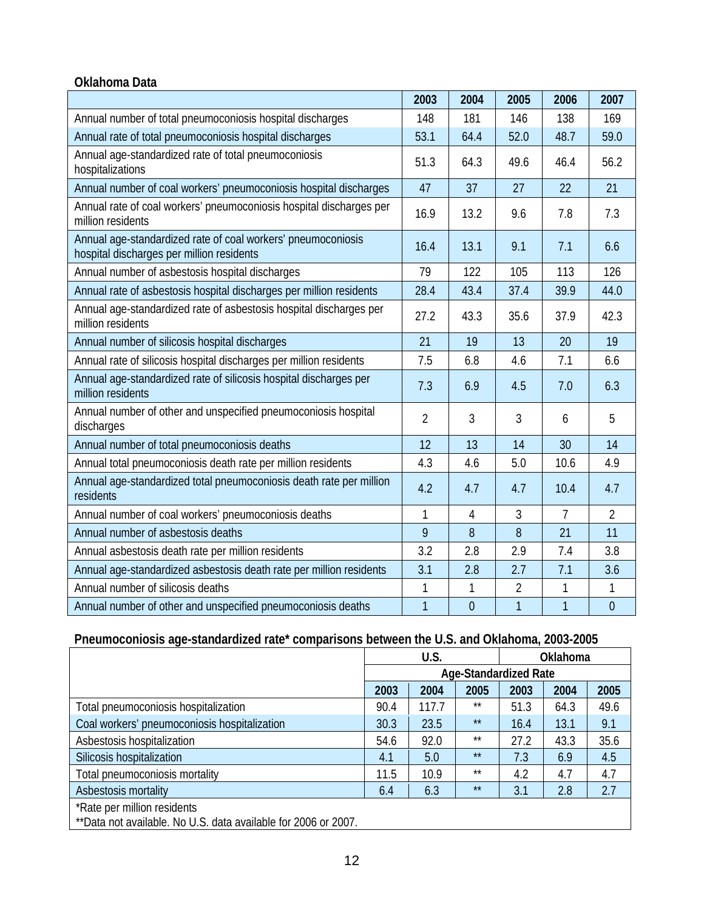**Oklahoma Data**

| | 2003 | 2004 | 2005 | 2006 | 2007 |
|---|---|---|---|---|---|
| Annual number of total pneumoconiosis hospital discharges | 148 | 181 | 146 | 138 | 169 |
| Annual rate of total pneumoconiosis hospital discharges | 53.1 | 64.4 | 52.0 | 48.7 | 59.0 |
| Annual age-standardized rate of total pneumoconiosis hospitalizations | 51.3 | 64.3 | 49.6 | 46.4 | 56.2 |
| Annual number of coal workers' pneumoconiosis hospital discharges | 47 | 37 | 27 | 22 | 21 |
| Annual rate of coal workers' pneumoconiosis hospital discharges per million residents | 16.9 | 13.2 | 9.6 | 7.8 | 7.3 |
| Annual age-standardized rate of coal workers' pneumoconiosis hospital discharges per million residents | 16.4 | 13.1 | 9.1 | 7.1 | 6.6 |
| Annual number of asbestosis hospital discharges | 79 | 122 | 105 | 113 | 126 |
| Annual rate of asbestosis hospital discharges per million residents | 28.4 | 43.4 | 37.4 | 39.9 | 44.0 |
| Annual age-standardized rate of asbestosis hospital discharges per million residents | 27.2 | 43.3 | 35.6 | 37.9 | 42.3 |
| Annual number of silicosis hospital discharges | 21 | 19 | 13 | 20 | 19 |
| Annual rate of silicosis hospital discharges per million residents | 7.5 | 6.8 | 4.6 | 7.1 | 6.6 |
| Annual age-standardized rate of silicosis hospital discharges per million residents | 7.3 | 6.9 | 4.5 | 7.0 | 6.3 |
| Annual number of other and unspecified pneumoconiosis hospital discharges | 2 | 3 | 3 | 6 | 5 |
| Annual number of total pneumoconiosis deaths | 12 | 13 | 14 | 30 | 14 |
| Annual total pneumoconiosis death rate per million residents | 4.3 | 4.6 | 5.0 | 10.6 | 4.9 |
| Annual age-standardized total pneumoconiosis death rate per million residents | 4.2 | 4.7 | 4.7 | 10.4 | 4.7 |
| Annual number of coal workers' pneumoconiosis deaths | 1 | 4 | 3 | 7 | 2 |
| Annual number of asbestosis deaths | 9 | 8 | 8 | 21 | 11 |
| Annual asbestosis death rate per million residents | 3.2 | 2.8 | 2.9 | 7.4 | 3.8 |
| Annual age-standardized asbestosis death rate per million residents | 3.1 | 2.8 | 2.7 | 7.1 | 3.6 |
| Annual number of silicosis deaths | 1 | 1 | 2 | 1 | 1 |
| Annual number of other and unspecified pneumoconiosis deaths | 1 | 0 | 1 | 1 | 0 |

**Pneumoconiosis age-standardized rate* comparisons between the U.S. and Oklahoma, 2003-2005**

| | U.S. | | | Oklahoma | | |
|---|---|---|---|---|---|---|
| | Age-Standardized Rate | | | | | |
| | 2003 | 2004 | 2005 | 2003 | 2004 | 2005 |
| Total pneumoconiosis hospitalization | 90.4 | 117.7 | ** | 51.3 | 64.3 | 49.6 |
| Coal workers' pneumoconiosis hospitalization | 30.3 | 23.5 | ** | 16.4 | 13.1 | 9.1 |
| Asbestosis hospitalization | 54.6 | 92.0 | ** | 27.2 | 43.3 | 35.6 |
| Silicosis hospitalization | 4.1 | 5.0 | ** | 7.3 | 6.9 | 4.5 |
| Total pneumoconiosis mortality | 11.5 | 10.9 | ** | 4.2 | 4.7 | 4.7 |
| Asbestosis mortality | 6.4 | 6.3 | ** | 3.1 | 2.8 | 2.7 |

*Rate per million residents
**Data not available. No U.S. data available for 2006 or 2007.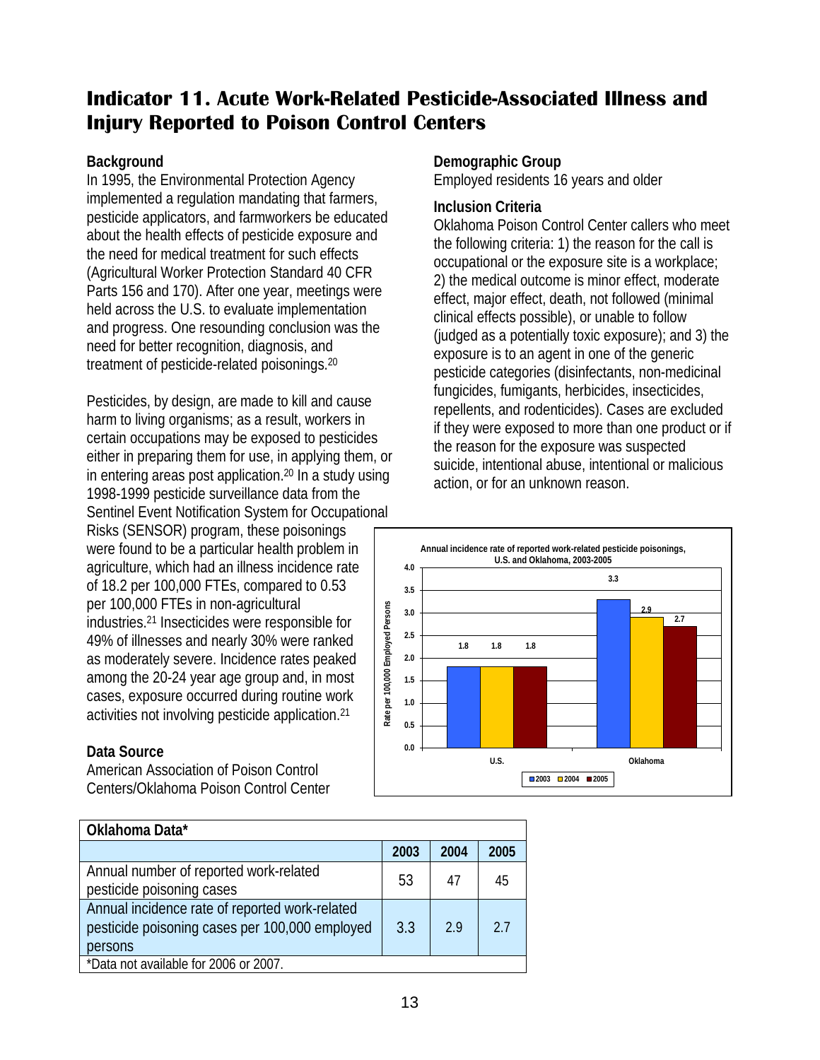# Indicator 11. Acute Work-Related Pesticide-Associated Illness and Injury Reported to Poison Control Centers

### Background

In 1995, the Environmental Protection Agency implemented a regulation mandating that farmers, pesticide applicators, and farmworkers be educated about the health effects of pesticide exposure and the need for medical treatment for such effects (Agricultural Worker Protection Standard 40 CFR Parts 156 and 170). After one year, meetings were held across the U.S. to evaluate implementation and progress. One resounding conclusion was the need for better recognition, diagnosis, and treatment of pesticide-related poisonings.[20]

Pesticides, by design, are made to kill and cause harm to living organisms; as a result, workers in certain occupations may be exposed to pesticides either in preparing them for use, in applying them, or in entering areas post application.[20] In a study using 1998-1999 pesticide surveillance data from the Sentinel Event Notification System for Occupational Risks (SENSOR) program, these poisonings were found to be a particular health problem in agriculture, which had an illness incidence rate of 18.2 per 100,000 FTEs, compared to 0.53 per 100,000 FTEs in non-agricultural industries.[21] Insecticides were responsible for 49% of illnesses and nearly 30% were ranked as moderately severe. Incidence rates peaked among the 20-24 year age group and, in most cases, exposure occurred during routine work activities not involving pesticide application.[21]

### Data Source

American Association of Poison Control Centers/Oklahoma Poison Control Center

### Demographic Group

Employed residents 16 years and older

### Inclusion Criteria

Oklahoma Poison Control Center callers who meet the following criteria: 1) the reason for the call is occupational or the exposure site is a workplace; 2) the medical outcome is minor effect, moderate effect, major effect, death, not followed (minimal clinical effects possible), or unable to follow (judged as a potentially toxic exposure); and 3) the exposure is to an agent in one of the generic pesticide categories (disinfectants, non-medicinal fungicides, fumigants, herbicides, insecticides, repellents, and rodenticides). Cases are excluded if they were exposed to more than one product or if the reason for the exposure was suspected suicide, intentional abuse, intentional or malicious action, or for an unknown reason.

**Annual incidence rate of reported work-related pesticide poisonings, U.S. and Oklahoma, 2003-2005**

| Rate per 100,000 Employed Persons | 2003 | 2004 | 2005 |
|---|---|---|---|
| U.S. | 1.8 | 1.8 | 1.8 |
| Oklahoma | 3.3 | 2.9 | 2.7 |

| Oklahoma Data* | | | |
|---|---|---|---|
| | 2003 | 2004 | 2005 |
| Annual number of reported work-related pesticide poisoning cases | 53 | 47 | 45 |
| Annual incidence rate of reported work-related pesticide poisoning cases per 100,000 employed persons | 3.3 | 2.9 | 2.7 |

*Data not available for 2006 or 2007.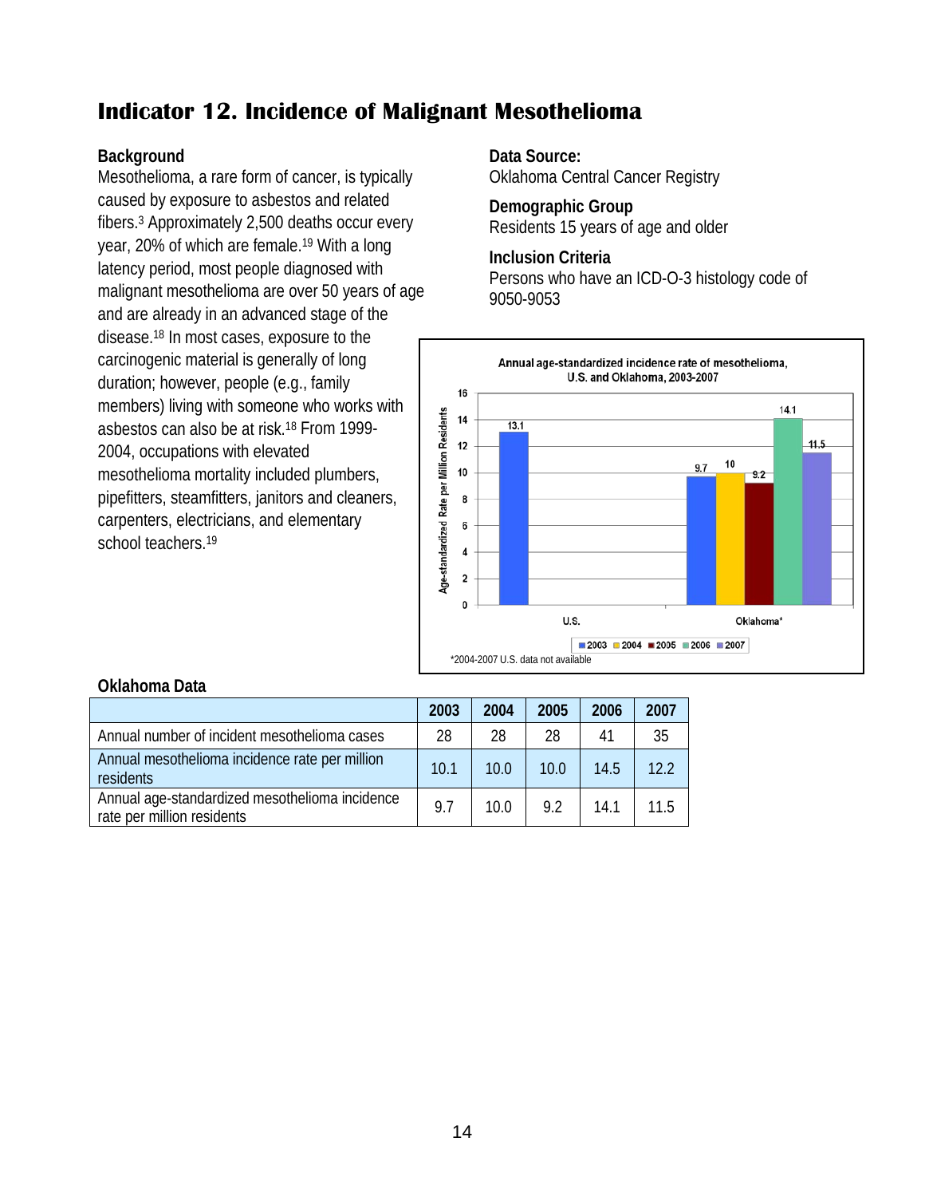# Indicator 12. Incidence of Malignant Mesothelioma

### Background

Mesothelioma, a rare form of cancer, is typically caused by exposure to asbestos and related fibers.[3] Approximately 2,500 deaths occur every year, 20% of which are female.[19] With a long latency period, most people diagnosed with malignant mesothelioma are over 50 years of age and are already in an advanced stage of the disease.[18] In most cases, exposure to the carcinogenic material is generally of long duration; however, people (e.g., family members) living with someone who works with asbestos can also be at risk.[18] From 1999-2004, occupations with elevated mesothelioma mortality included plumbers, pipefitters, steamfitters, janitors and cleaners, carpenters, electricians, and elementary school teachers.[19]

### Data Source:

Oklahoma Central Cancer Registry

### Demographic Group

Residents 15 years of age and older

### Inclusion Criteria

Persons who have an ICD-O-3 histology code of 9050-9053

**Annual age-standardized incidence rate of mesothelioma, U.S. and Oklahoma, 2003-2007**

| | 2003 | 2004 | 2005 | 2006 | 2007 |
|---|---|---|---|---|---|
| U.S. | 13.1 | | | | |
| Oklahoma* | 9.7 | 10 | 9.2 | 14.1 | 11.5 |

*2004-2007 U.S. data not available

### Oklahoma Data

| | 2003 | 2004 | 2005 | 2006 | 2007 |
|---|---|---|---|---|---|
| Annual number of incident mesothelioma cases | 28 | 28 | 28 | 41 | 35 |
| Annual mesothelioma incidence rate per million residents | 10.1 | 10.0 | 10.0 | 14.5 | 12.2 |
| Annual age-standardized mesothelioma incidence rate per million residents | 9.7 | 10.0 | 9.2 | 14.1 | 11.5 |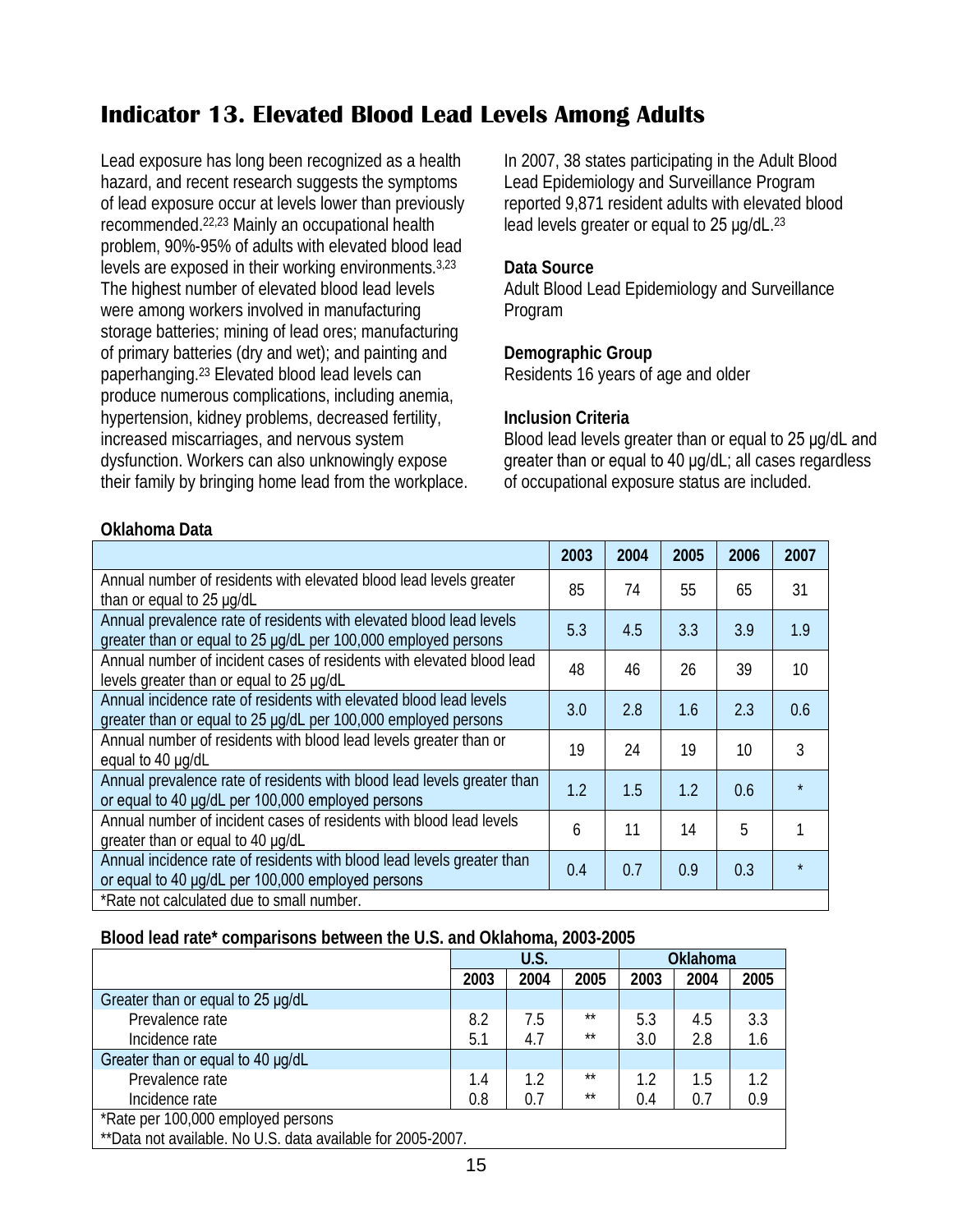## Indicator 13. Elevated Blood Lead Levels Among Adults

Lead exposure has long been recognized as a health hazard, and recent research suggests the symptoms of lead exposure occur at levels lower than previously recommended.[22,23] Mainly an occupational health problem, 90%-95% of adults with elevated blood lead levels are exposed in their working environments.[3,23] The highest number of elevated blood lead levels were among workers involved in manufacturing storage batteries; mining of lead ores; manufacturing of primary batteries (dry and wet); and painting and paperhanging.[23] Elevated blood lead levels can produce numerous complications, including anemia, hypertension, kidney problems, decreased fertility, increased miscarriages, and nervous system dysfunction. Workers can also unknowingly expose their family by bringing home lead from the workplace.

In 2007, 38 states participating in the Adult Blood Lead Epidemiology and Surveillance Program reported 9,871 resident adults with elevated blood lead levels greater or equal to 25 μg/dL.[23]

**Data Source**
Adult Blood Lead Epidemiology and Surveillance Program

**Demographic Group**
Residents 16 years of age and older

**Inclusion Criteria**
Blood lead levels greater than or equal to 25 μg/dL and greater than or equal to 40 μg/dL; all cases regardless of occupational exposure status are included.

**Oklahoma Data**

| | 2003 | 2004 | 2005 | 2006 | 2007 |
|---|---|---|---|---|---|
| Annual number of residents with elevated blood lead levels greater than or equal to 25 μg/dL | 85 | 74 | 55 | 65 | 31 |
| Annual prevalence rate of residents with elevated blood lead levels greater than or equal to 25 μg/dL per 100,000 employed persons | 5.3 | 4.5 | 3.3 | 3.9 | 1.9 |
| Annual number of incident cases of residents with elevated blood lead levels greater than or equal to 25 μg/dL | 48 | 46 | 26 | 39 | 10 |
| Annual incidence rate of residents with elevated blood lead levels greater than or equal to 25 μg/dL per 100,000 employed persons | 3.0 | 2.8 | 1.6 | 2.3 | 0.6 |
| Annual number of residents with blood lead levels greater than or equal to 40 μg/dL | 19 | 24 | 19 | 10 | 3 |
| Annual prevalence rate of residents with blood lead levels greater than or equal to 40 μg/dL per 100,000 employed persons | 1.2 | 1.5 | 1.2 | 0.6 | * |
| Annual number of incident cases of residents with blood lead levels greater than or equal to 40 μg/dL | 6 | 11 | 14 | 5 | 1 |
| Annual incidence rate of residents with blood lead levels greater than or equal to 40 μg/dL per 100,000 employed persons | 0.4 | 0.7 | 0.9 | 0.3 | * |

*Rate not calculated due to small number.

**Blood lead rate* comparisons between the U.S. and Oklahoma, 2003-2005**

| | U.S. | | | Oklahoma | | |
|---|---|---|---|---|---|---|
| | 2003 | 2004 | 2005 | 2003 | 2004 | 2005 |
| Greater than or equal to 25 μg/dL | | | | | | |
| Prevalence rate | 8.2 | 7.5 | ** | 5.3 | 4.5 | 3.3 |
| Incidence rate | 5.1 | 4.7 | ** | 3.0 | 2.8 | 1.6 |
| Greater than or equal to 40 μg/dL | | | | | | |
| Prevalence rate | 1.4 | 1.2 | ** | 1.2 | 1.5 | 1.2 |
| Incidence rate | 0.8 | 0.7 | ** | 0.4 | 0.7 | 0.9 |

*Rate per 100,000 employed persons
**Data not available. No U.S. data available for 2005-2007.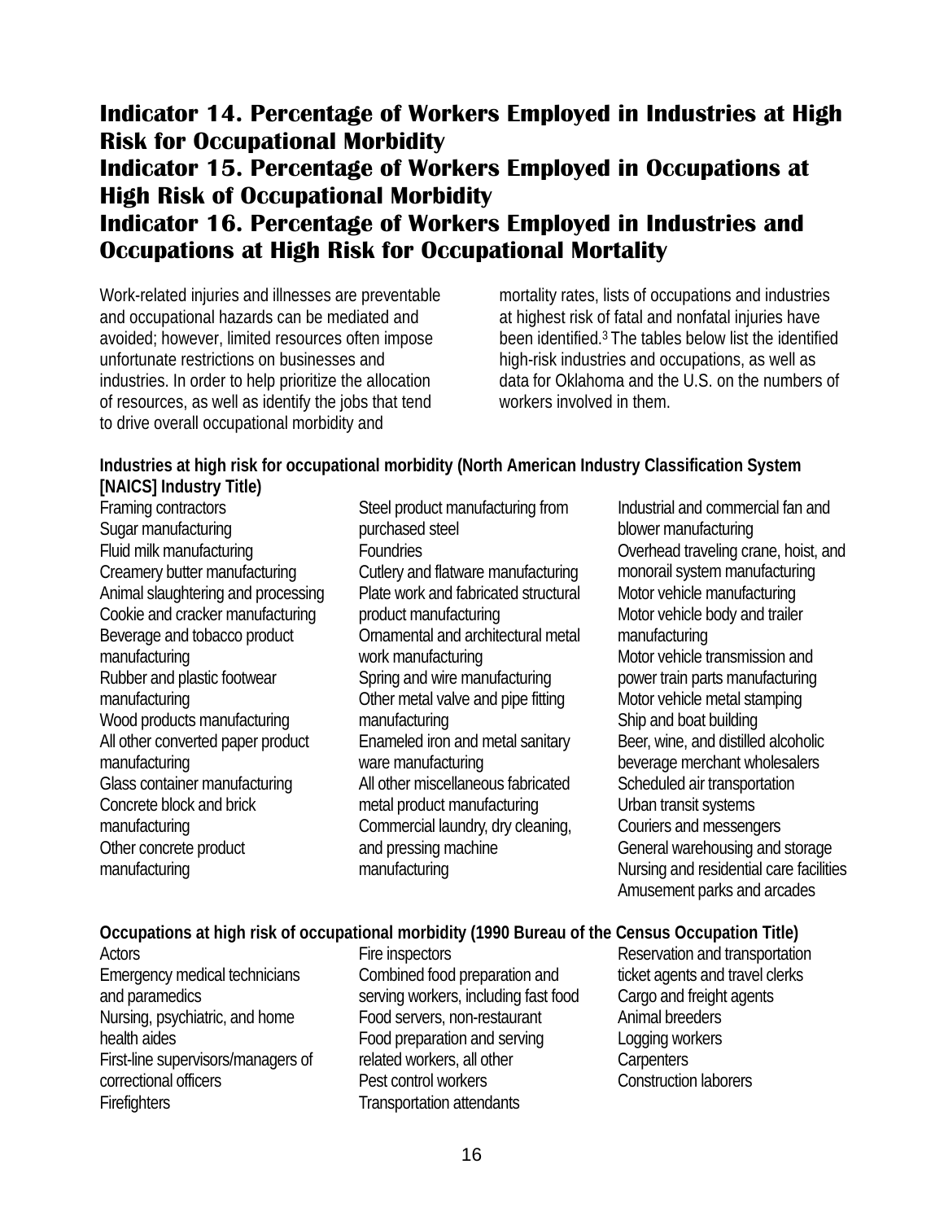# Indicator 14. Percentage of Workers Employed in Industries at High Risk for Occupational Morbidity

# Indicator 15. Percentage of Workers Employed in Occupations at High Risk of Occupational Morbidity

# Indicator 16. Percentage of Workers Employed in Industries and Occupations at High Risk for Occupational Mortality

Work-related injuries and illnesses are preventable and occupational hazards can be mediated and avoided; however, limited resources often impose unfortunate restrictions on businesses and industries. In order to help prioritize the allocation of resources, as well as identify the jobs that tend to drive overall occupational morbidity and mortality rates, lists of occupations and industries at highest risk of fatal and nonfatal injuries have been identified.[3] The tables below list the identified high-risk industries and occupations, as well as data for Oklahoma and the U.S. on the numbers of workers involved in them.

**Industries at high risk for occupational morbidity (North American Industry Classification System [NAICS] Industry Title)**

- Framing contractors
- Sugar manufacturing
- Fluid milk manufacturing
- Creamery butter manufacturing
- Animal slaughtering and processing
- Cookie and cracker manufacturing
- Beverage and tobacco product manufacturing
- Rubber and plastic footwear manufacturing
- Wood products manufacturing
- All other converted paper product manufacturing
- Glass container manufacturing
- Concrete block and brick manufacturing
- Other concrete product manufacturing
- Steel product manufacturing from purchased steel
- Foundries
- Cutlery and flatware manufacturing
- Plate work and fabricated structural product manufacturing
- Ornamental and architectural metal work manufacturing
- Spring and wire manufacturing
- Other metal valve and pipe fitting manufacturing
- Enameled iron and metal sanitary ware manufacturing
- All other miscellaneous fabricated metal product manufacturing
- Commercial laundry, dry cleaning, and pressing machine manufacturing
- Industrial and commercial fan and blower manufacturing
- Overhead traveling crane, hoist, and monorail system manufacturing
- Motor vehicle manufacturing
- Motor vehicle body and trailer manufacturing
- Motor vehicle transmission and power train parts manufacturing
- Motor vehicle metal stamping
- Ship and boat building
- Beer, wine, and distilled alcoholic beverage merchant wholesalers
- Scheduled air transportation
- Urban transit systems
- Couriers and messengers
- General warehousing and storage
- Nursing and residential care facilities
- Amusement parks and arcades

**Occupations at high risk of occupational morbidity (1990 Bureau of the Census Occupation Title)**

- Actors
- Emergency medical technicians and paramedics
- Nursing, psychiatric, and home health aides
- First-line supervisors/managers of correctional officers
- Firefighters
- Fire inspectors
- Combined food preparation and serving workers, including fast food
- Food servers, non-restaurant
- Food preparation and serving related workers, all other
- Pest control workers
- Transportation attendants
- Reservation and transportation ticket agents and travel clerks
- Cargo and freight agents
- Animal breeders
- Logging workers
- Carpenters
- Construction laborers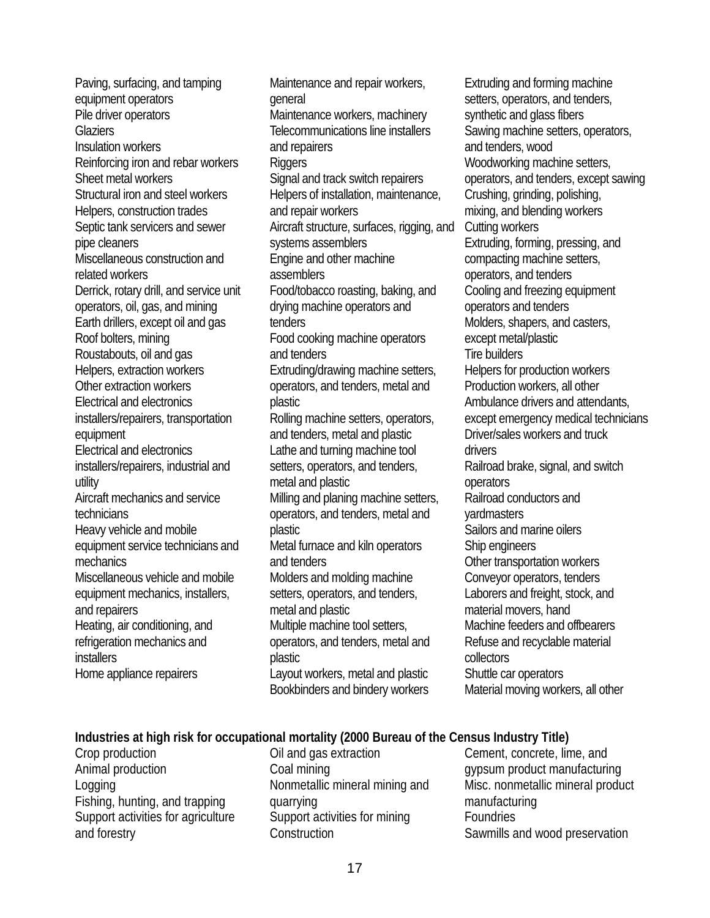Paving, surfacing, and tamping equipment operators
Pile driver operators
Glaziers
Insulation workers
Reinforcing iron and rebar workers
Sheet metal workers
Structural iron and steel workers
Helpers, construction trades
Septic tank servicers and sewer pipe cleaners
Miscellaneous construction and related workers
Derrick, rotary drill, and service unit operators, oil, gas, and mining
Earth drillers, except oil and gas
Roof bolters, mining
Roustabouts, oil and gas
Helpers, extraction workers
Other extraction workers
Electrical and electronics installers/repairers, transportation equipment
Electrical and electronics installers/repairers, industrial and utility
Aircraft mechanics and service technicians
Heavy vehicle and mobile equipment service technicians and mechanics
Miscellaneous vehicle and mobile equipment mechanics, installers, and repairers
Heating, air conditioning, and refrigeration mechanics and installers
Home appliance repairers
Maintenance and repair workers, general
Maintenance workers, machinery
Telecommunications line installers and repairers
Riggers
Signal and track switch repairers
Helpers of installation, maintenance, and repair workers
Aircraft structure, surfaces, rigging, and systems assemblers
Engine and other machine assemblers
Food/tobacco roasting, baking, and drying machine operators and tenders
Food cooking machine operators and tenders
Extruding/drawing machine setters, operators, and tenders, metal and plastic
Rolling machine setters, operators, and tenders, metal and plastic
Lathe and turning machine tool setters, operators, and tenders, metal and plastic
Milling and planing machine setters, operators, and tenders, metal and plastic
Metal furnace and kiln operators and tenders
Molders and molding machine setters, operators, and tenders, metal and plastic
Multiple machine tool setters, operators, and tenders, metal and plastic
Layout workers, metal and plastic
Bookbinders and bindery workers
Extruding and forming machine setters, operators, and tenders, synthetic and glass fibers
Sawing machine setters, operators, and tenders, wood
Woodworking machine setters, operators, and tenders, except sawing
Crushing, grinding, polishing, mixing, and blending workers
Cutting workers
Extruding, forming, pressing, and compacting machine setters, operators, and tenders
Cooling and freezing equipment operators and tenders
Molders, shapers, and casters, except metal/plastic
Tire builders
Helpers for production workers
Production workers, all other
Ambulance drivers and attendants, except emergency medical technicians
Driver/sales workers and truck drivers
Railroad brake, signal, and switch operators
Railroad conductors and yardmasters
Sailors and marine oilers
Ship engineers
Other transportation workers
Conveyor operators, tenders
Laborers and freight, stock, and material movers, hand
Machine feeders and offbearers
Refuse and recyclable material collectors
Shuttle car operators
Material moving workers, all other

**Industries at high risk for occupational mortality (2000 Bureau of the Census Industry Title)**

Crop production
Animal production
Logging
Fishing, hunting, and trapping
Support activities for agriculture and forestry
Oil and gas extraction
Coal mining
Nonmetallic mineral mining and quarrying
Support activities for mining
Construction
Cement, concrete, lime, and gypsum product manufacturing
Misc. nonmetallic mineral product manufacturing
Foundries
Sawmills and wood preservation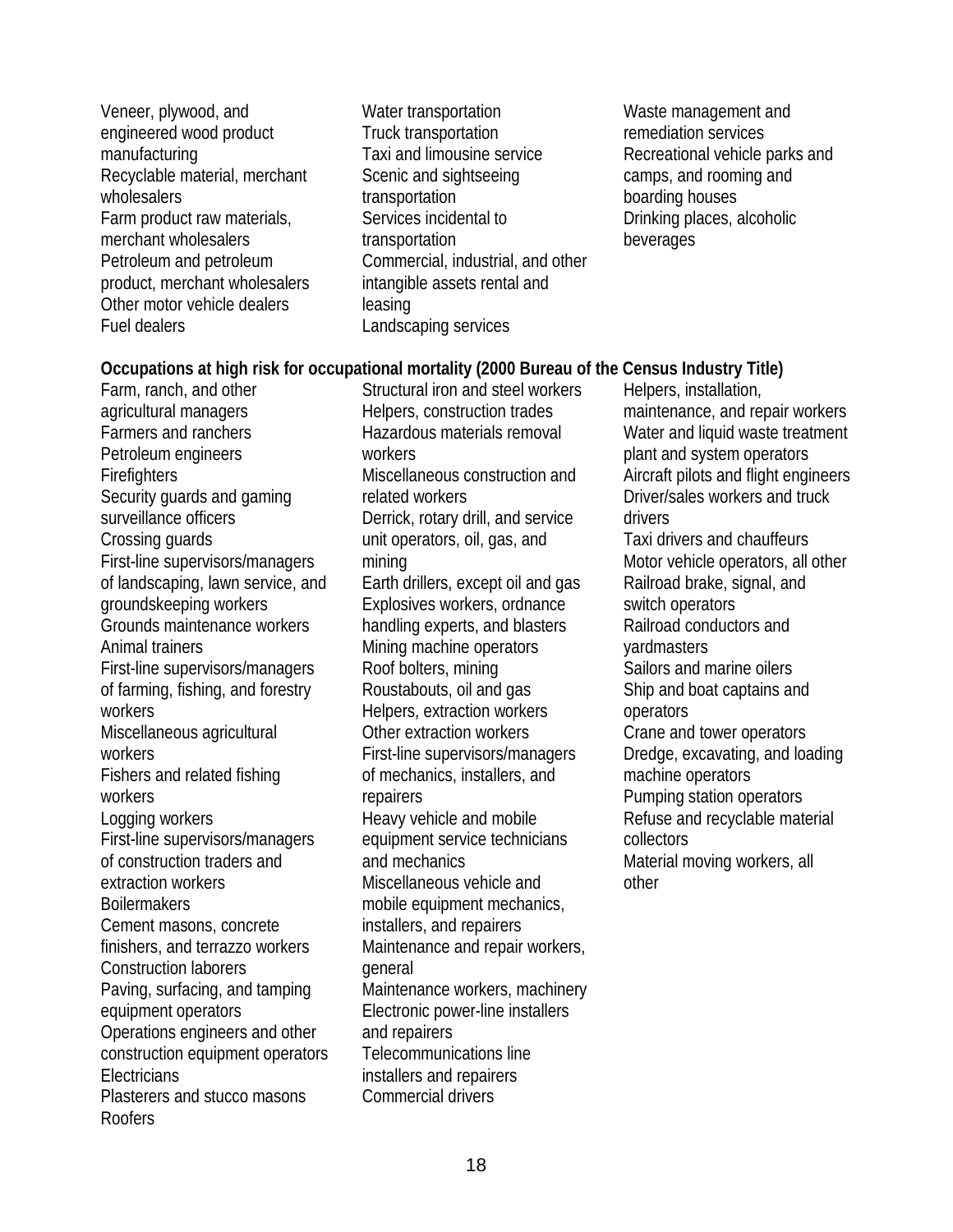Veneer, plywood, and engineered wood product manufacturing
Recyclable material, merchant wholesalers
Farm product raw materials, merchant wholesalers
Petroleum and petroleum product, merchant wholesalers
Other motor vehicle dealers
Fuel dealers
Water transportation
Truck transportation
Taxi and limousine service
Scenic and sightseeing transportation
Services incidental to transportation
Commercial, industrial, and other intangible assets rental and leasing
Landscaping services
Waste management and remediation services
Recreational vehicle parks and camps, and rooming and boarding houses
Drinking places, alcoholic beverages

**Occupations at high risk for occupational mortality (2000 Bureau of the Census Industry Title)**

Farm, ranch, and other agricultural managers
Farmers and ranchers
Petroleum engineers
Firefighters
Security guards and gaming surveillance officers
Crossing guards
First-line supervisors/managers of landscaping, lawn service, and groundskeeping workers
Grounds maintenance workers
Animal trainers
First-line supervisors/managers of farming, fishing, and forestry workers
Miscellaneous agricultural workers
Fishers and related fishing workers
Logging workers
First-line supervisors/managers of construction traders and extraction workers
Boilermakers
Cement masons, concrete finishers, and terrazzo workers
Construction laborers
Paving, surfacing, and tamping equipment operators
Operations engineers and other construction equipment operators
Electricians
Plasterers and stucco masons
Roofers
Structural iron and steel workers
Helpers, construction trades
Hazardous materials removal workers
Miscellaneous construction and related workers
Derrick, rotary drill, and service unit operators, oil, gas, and mining
Earth drillers, except oil and gas
Explosives workers, ordnance handling experts, and blasters
Mining machine operators
Roof bolters, mining
Roustabouts, oil and gas
Helpers, extraction workers
Other extraction workers
First-line supervisors/managers of mechanics, installers, and repairers
Heavy vehicle and mobile equipment service technicians and mechanics
Miscellaneous vehicle and mobile equipment mechanics, installers, and repairers
Maintenance and repair workers, general
Maintenance workers, machinery
Electronic power-line installers and repairers
Telecommunications line installers and repairers
Commercial drivers
Helpers, installation, maintenance, and repair workers
Water and liquid waste treatment plant and system operators
Aircraft pilots and flight engineers
Driver/sales workers and truck drivers
Taxi drivers and chauffeurs
Motor vehicle operators, all other
Railroad brake, signal, and switch operators
Railroad conductors and yardmasters
Sailors and marine oilers
Ship and boat captains and operators
Crane and tower operators
Dredge, excavating, and loading machine operators
Pumping station operators
Refuse and recyclable material collectors
Material moving workers, all other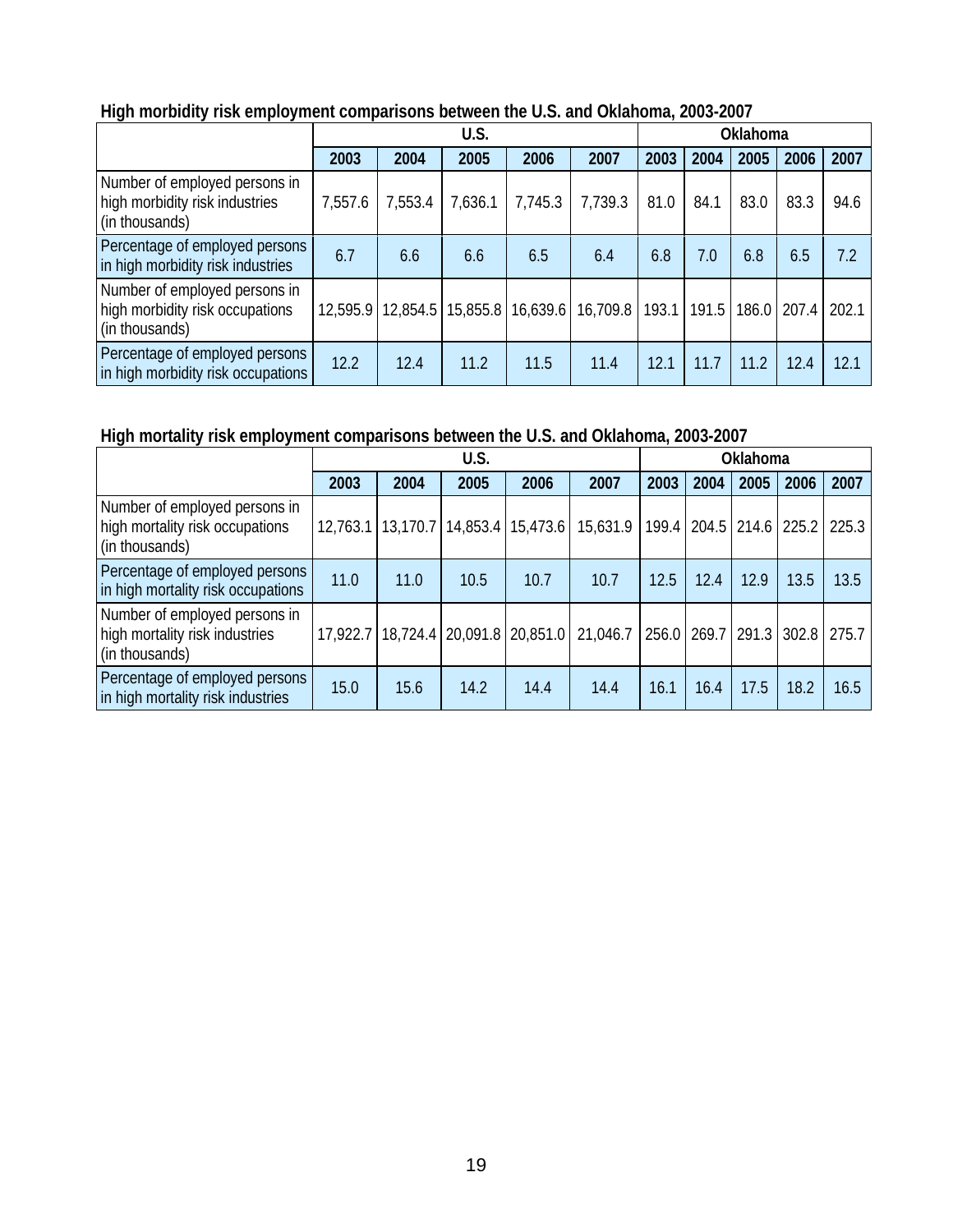**High morbidity risk employment comparisons between the U.S. and Oklahoma, 2003-2007**

| | U.S. | | | | | Oklahoma | | | | |
|---|---|---|---|---|---|---|---|---|---|---|
| | 2003 | 2004 | 2005 | 2006 | 2007 | 2003 | 2004 | 2005 | 2006 | 2007 |
| Number of employed persons in high morbidity risk industries (in thousands) | 7,557.6 | 7,553.4 | 7,636.1 | 7,745.3 | 7,739.3 | 81.0 | 84.1 | 83.0 | 83.3 | 94.6 |
| Percentage of employed persons in high morbidity risk industries | 6.7 | 6.6 | 6.6 | 6.5 | 6.4 | 6.8 | 7.0 | 6.8 | 6.5 | 7.2 |
| Number of employed persons in high morbidity risk occupations (in thousands) | 12,595.9 | 12,854.5 | 15,855.8 | 16,639.6 | 16,709.8 | 193.1 | 191.5 | 186.0 | 207.4 | 202.1 |
| Percentage of employed persons in high morbidity risk occupations | 12.2 | 12.4 | 11.2 | 11.5 | 11.4 | 12.1 | 11.7 | 11.2 | 12.4 | 12.1 |

**High mortality risk employment comparisons between the U.S. and Oklahoma, 2003-2007**

| | U.S. | | | | | Oklahoma | | | | |
|---|---|---|---|---|---|---|---|---|---|---|
| | 2003 | 2004 | 2005 | 2006 | 2007 | 2003 | 2004 | 2005 | 2006 | 2007 |
| Number of employed persons in high mortality risk occupations (in thousands) | 12,763.1 | 13,170.7 | 14,853.4 | 15,473.6 | 15,631.9 | 199.4 | 204.5 | 214.6 | 225.2 | 225.3 |
| Percentage of employed persons in high mortality risk occupations | 11.0 | 11.0 | 10.5 | 10.7 | 10.7 | 12.5 | 12.4 | 12.9 | 13.5 | 13.5 |
| Number of employed persons in high mortality risk industries (in thousands) | 17,922.7 | 18,724.4 | 20,091.8 | 20,851.0 | 21,046.7 | 256.0 | 269.7 | 291.3 | 302.8 | 275.7 |
| Percentage of employed persons in high mortality risk industries | 15.0 | 15.6 | 14.2 | 14.4 | 14.4 | 16.1 | 16.4 | 17.5 | 18.2 | 16.5 |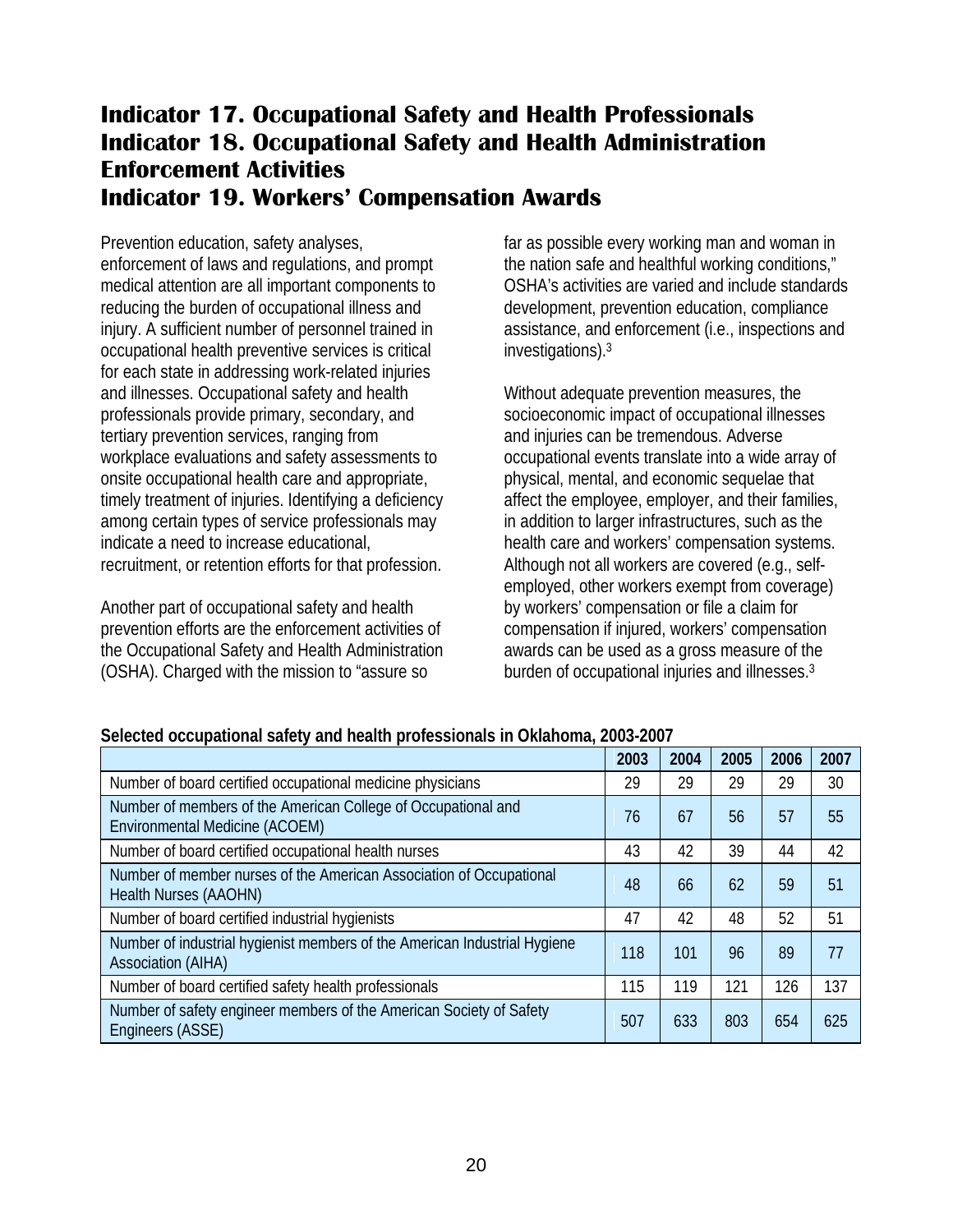# Indicator 17. Occupational Safety and Health Professionals
# Indicator 18. Occupational Safety and Health Administration Enforcement Activities
# Indicator 19. Workers' Compensation Awards

Prevention education, safety analyses, enforcement of laws and regulations, and prompt medical attention are all important components to reducing the burden of occupational illness and injury. A sufficient number of personnel trained in occupational health preventive services is critical for each state in addressing work-related injuries and illnesses. Occupational safety and health professionals provide primary, secondary, and tertiary prevention services, ranging from workplace evaluations and safety assessments to onsite occupational health care and appropriate, timely treatment of injuries. Identifying a deficiency among certain types of service professionals may indicate a need to increase educational, recruitment, or retention efforts for that profession.

Another part of occupational safety and health prevention efforts are the enforcement activities of the Occupational Safety and Health Administration (OSHA). Charged with the mission to "assure so far as possible every working man and woman in the nation safe and healthful working conditions," OSHA's activities are varied and include standards development, prevention education, compliance assistance, and enforcement (i.e., inspections and investigations).[3]

Without adequate prevention measures, the socioeconomic impact of occupational illnesses and injuries can be tremendous. Adverse occupational events translate into a wide array of physical, mental, and economic sequelae that affect the employee, employer, and their families, in addition to larger infrastructures, such as the health care and workers' compensation systems. Although not all workers are covered (e.g., self-employed, other workers exempt from coverage) by workers' compensation or file a claim for compensation if injured, workers' compensation awards can be used as a gross measure of the burden of occupational injuries and illnesses.[3]

**Selected occupational safety and health professionals in Oklahoma, 2003-2007**

| | 2003 | 2004 | 2005 | 2006 | 2007 |
|---|---|---|---|---|---|
| Number of board certified occupational medicine physicians | 29 | 29 | 29 | 29 | 30 |
| Number of members of the American College of Occupational and Environmental Medicine (ACOEM) | 76 | 67 | 56 | 57 | 55 |
| Number of board certified occupational health nurses | 43 | 42 | 39 | 44 | 42 |
| Number of member nurses of the American Association of Occupational Health Nurses (AAOHN) | 48 | 66 | 62 | 59 | 51 |
| Number of board certified industrial hygienists | 47 | 42 | 48 | 52 | 51 |
| Number of industrial hygienist members of the American Industrial Hygiene Association (AIHA) | 118 | 101 | 96 | 89 | 77 |
| Number of board certified safety health professionals | 115 | 119 | 121 | 126 | 137 |
| Number of safety engineer members of the American Society of Safety Engineers (ASSE) | 507 | 633 | 803 | 654 | 625 |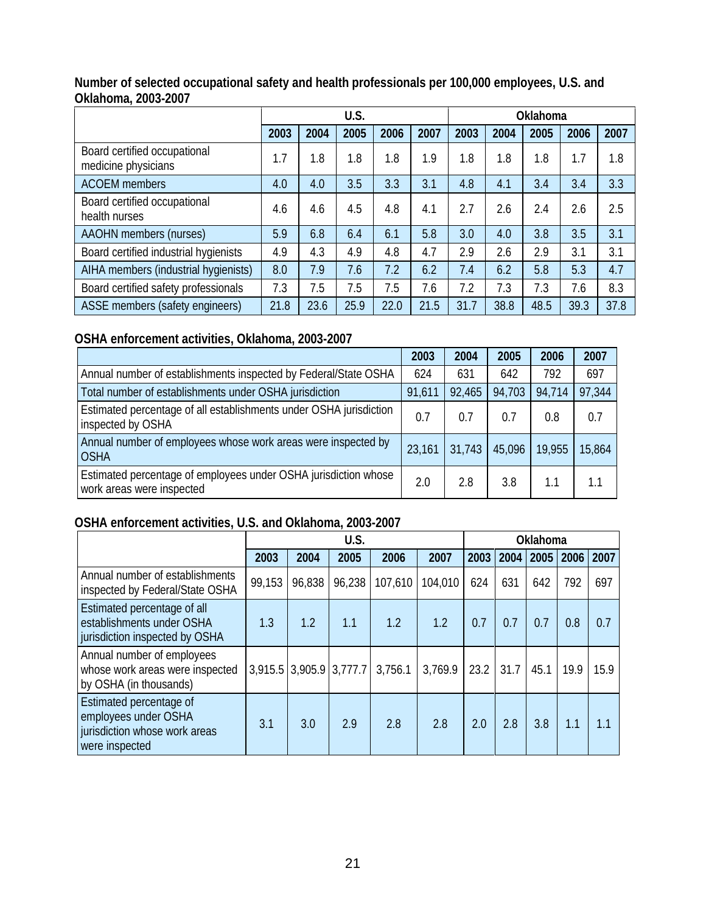**Number of selected occupational safety and health professionals per 100,000 employees, U.S. and Oklahoma, 2003-2007**

| | U.S. | | | | | Oklahoma | | | | |
|---|---|---|---|---|---|---|---|---|---|---|
| | 2003 | 2004 | 2005 | 2006 | 2007 | 2003 | 2004 | 2005 | 2006 | 2007 |
| Board certified occupational medicine physicians | 1.7 | 1.8 | 1.8 | 1.8 | 1.9 | 1.8 | 1.8 | 1.8 | 1.7 | 1.8 |
| ACOEM members | 4.0 | 4.0 | 3.5 | 3.3 | 3.1 | 4.8 | 4.1 | 3.4 | 3.4 | 3.3 |
| Board certified occupational health nurses | 4.6 | 4.6 | 4.5 | 4.8 | 4.1 | 2.7 | 2.6 | 2.4 | 2.6 | 2.5 |
| AAOHN members (nurses) | 5.9 | 6.8 | 6.4 | 6.1 | 5.8 | 3.0 | 4.0 | 3.8 | 3.5 | 3.1 |
| Board certified industrial hygienists | 4.9 | 4.3 | 4.9 | 4.8 | 4.7 | 2.9 | 2.6 | 2.9 | 3.1 | 3.1 |
| AIHA members (industrial hygienists) | 8.0 | 7.9 | 7.6 | 7.2 | 6.2 | 7.4 | 6.2 | 5.8 | 5.3 | 4.7 |
| Board certified safety professionals | 7.3 | 7.5 | 7.5 | 7.5 | 7.6 | 7.2 | 7.3 | 7.3 | 7.6 | 8.3 |
| ASSE members (safety engineers) | 21.8 | 23.6 | 25.9 | 22.0 | 21.5 | 31.7 | 38.8 | 48.5 | 39.3 | 37.8 |

**OSHA enforcement activities, Oklahoma, 2003-2007**

| | 2003 | 2004 | 2005 | 2006 | 2007 |
|---|---|---|---|---|---|
| Annual number of establishments inspected by Federal/State OSHA | 624 | 631 | 642 | 792 | 697 |
| Total number of establishments under OSHA jurisdiction | 91,611 | 92,465 | 94,703 | 94,714 | 97,344 |
| Estimated percentage of all establishments under OSHA jurisdiction inspected by OSHA | 0.7 | 0.7 | 0.7 | 0.8 | 0.7 |
| Annual number of employees whose work areas were inspected by OSHA | 23,161 | 31,743 | 45,096 | 19,955 | 15,864 |
| Estimated percentage of employees under OSHA jurisdiction whose work areas were inspected | 2.0 | 2.8 | 3.8 | 1.1 | 1.1 |

**OSHA enforcement activities, U.S. and Oklahoma, 2003-2007**

| | U.S. | | | | | Oklahoma | | | | |
|---|---|---|---|---|---|---|---|---|---|---|
| | 2003 | 2004 | 2005 | 2006 | 2007 | 2003 | 2004 | 2005 | 2006 | 2007 |
| Annual number of establishments inspected by Federal/State OSHA | 99,153 | 96,838 | 96,238 | 107,610 | 104,010 | 624 | 631 | 642 | 792 | 697 |
| Estimated percentage of all establishments under OSHA jurisdiction inspected by OSHA | 1.3 | 1.2 | 1.1 | 1.2 | 1.2 | 0.7 | 0.7 | 0.7 | 0.8 | 0.7 |
| Annual number of employees whose work areas were inspected by OSHA (in thousands) | 3,915.5 | 3,905.9 | 3,777.7 | 3,756.1 | 3,769.9 | 23.2 | 31.7 | 45.1 | 19.9 | 15.9 |
| Estimated percentage of employees under OSHA jurisdiction whose work areas were inspected | 3.1 | 3.0 | 2.9 | 2.8 | 2.8 | 2.0 | 2.8 | 3.8 | 1.1 | 1.1 |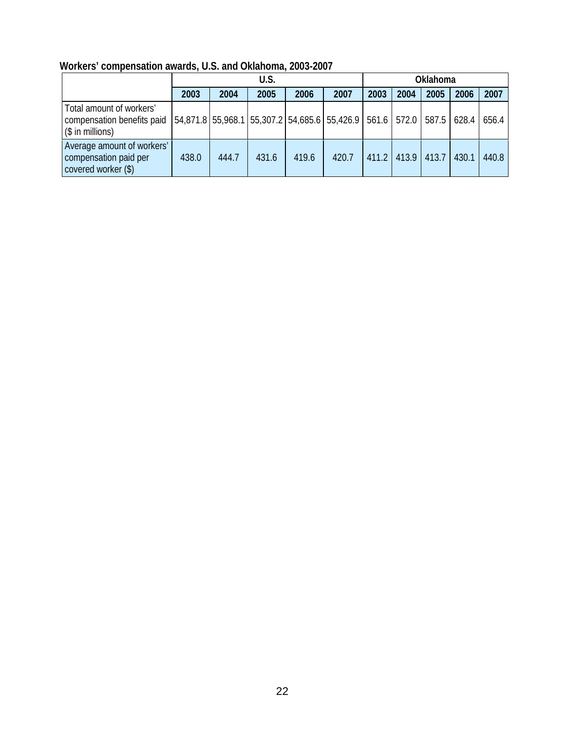**Workers' compensation awards, U.S. and Oklahoma, 2003-2007**

| | U.S. | | | | | Oklahoma | | | | |
|---|---|---|---|---|---|---|---|---|---|---|
| | 2003 | 2004 | 2005 | 2006 | 2007 | 2003 | 2004 | 2005 | 2006 | 2007 |
| Total amount of workers' compensation benefits paid ($ in millions) | 54,871.8 | 55,968.1 | 55,307.2 | 54,685.6 | 55,426.9 | 561.6 | 572.0 | 587.5 | 628.4 | 656.4 |
| Average amount of workers' compensation paid per covered worker ($) | 438.0 | 444.7 | 431.6 | 419.6 | 420.7 | 411.2 | 413.9 | 413.7 | 430.1 | 440.8 |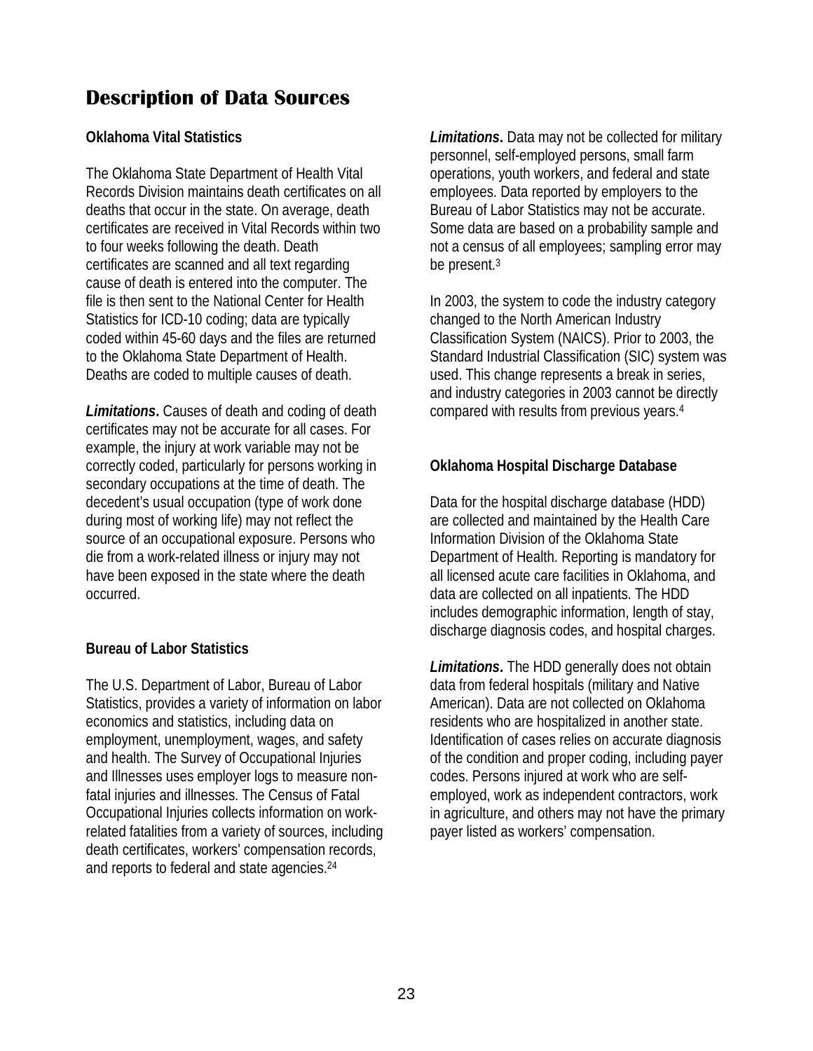# Description of Data Sources

### Oklahoma Vital Statistics

The Oklahoma State Department of Health Vital Records Division maintains death certificates on all deaths that occur in the state. On average, death certificates are received in Vital Records within two to four weeks following the death. Death certificates are scanned and all text regarding cause of death is entered into the computer. The file is then sent to the National Center for Health Statistics for ICD-10 coding; data are typically coded within 45-60 days and the files are returned to the Oklahoma State Department of Health. Deaths are coded to multiple causes of death.

***Limitations*.** Causes of death and coding of death certificates may not be accurate for all cases. For example, the injury at work variable may not be correctly coded, particularly for persons working in secondary occupations at the time of death. The decedent's usual occupation (type of work done during most of working life) may not reflect the source of an occupational exposure. Persons who die from a work-related illness or injury may not have been exposed in the state where the death occurred.

### Bureau of Labor Statistics

The U.S. Department of Labor, Bureau of Labor Statistics, provides a variety of information on labor economics and statistics, including data on employment, unemployment, wages, and safety and health. The Survey of Occupational Injuries and Illnesses uses employer logs to measure non-fatal injuries and illnesses. The Census of Fatal Occupational Injuries collects information on work-related fatalities from a variety of sources, including death certificates, workers' compensation records, and reports to federal and state agencies.[24]

***Limitations*.** Data may not be collected for military personnel, self-employed persons, small farm operations, youth workers, and federal and state employees. Data reported by employers to the Bureau of Labor Statistics may not be accurate. Some data are based on a probability sample and not a census of all employees; sampling error may be present.[3]

In 2003, the system to code the industry category changed to the North American Industry Classification System (NAICS). Prior to 2003, the Standard Industrial Classification (SIC) system was used. This change represents a break in series, and industry categories in 2003 cannot be directly compared with results from previous years.[4]

### Oklahoma Hospital Discharge Database

Data for the hospital discharge database (HDD) are collected and maintained by the Health Care Information Division of the Oklahoma State Department of Health. Reporting is mandatory for all licensed acute care facilities in Oklahoma, and data are collected on all inpatients. The HDD includes demographic information, length of stay, discharge diagnosis codes, and hospital charges.

***Limitations*.** The HDD generally does not obtain data from federal hospitals (military and Native American). Data are not collected on Oklahoma residents who are hospitalized in another state. Identification of cases relies on accurate diagnosis of the condition and proper coding, including payer codes. Persons injured at work who are self-employed, work as independent contractors, work in agriculture, and others may not have the primary payer listed as workers' compensation.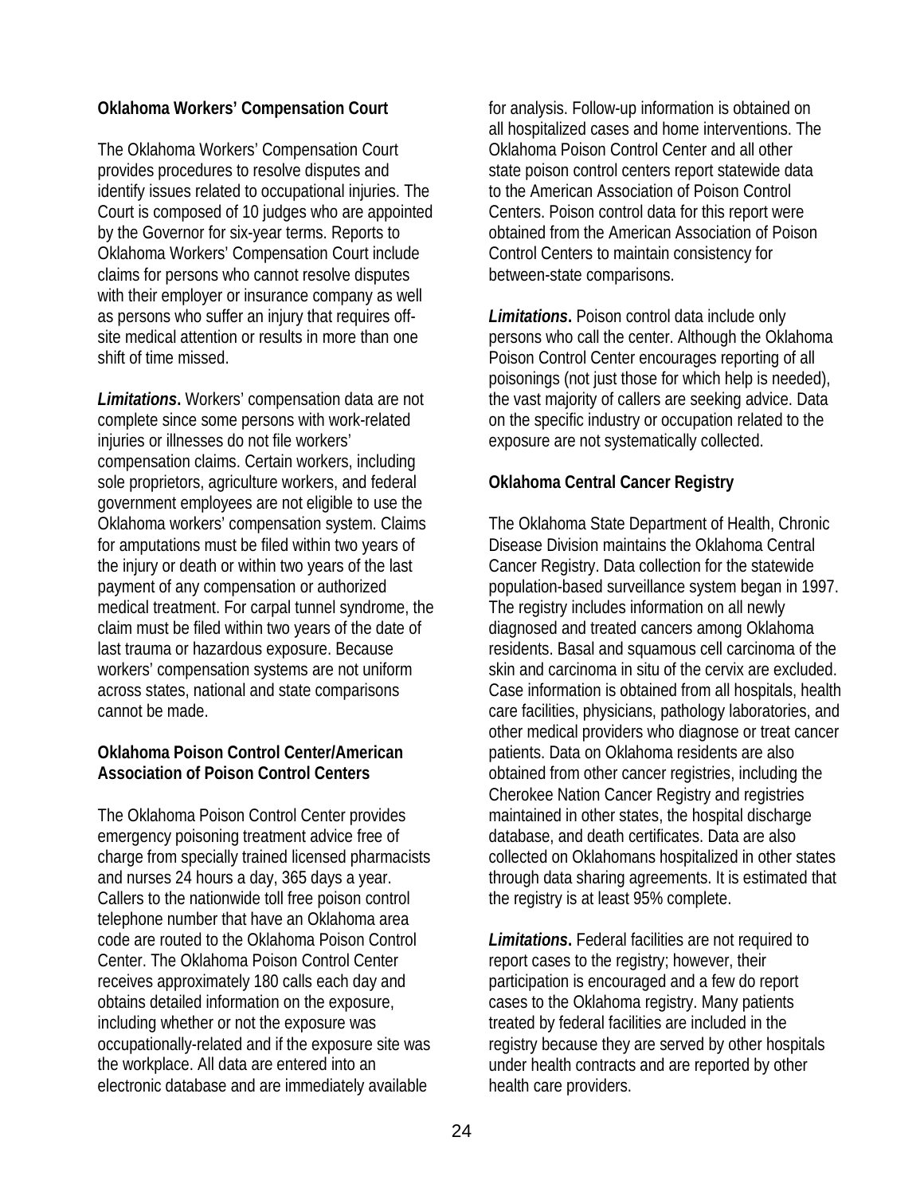**Oklahoma Workers' Compensation Court**

The Oklahoma Workers' Compensation Court provides procedures to resolve disputes and identify issues related to occupational injuries. The Court is composed of 10 judges who are appointed by the Governor for six-year terms. Reports to Oklahoma Workers' Compensation Court include claims for persons who cannot resolve disputes with their employer or insurance company as well as persons who suffer an injury that requires off-site medical attention or results in more than one shift of time missed.

***Limitations***. Workers' compensation data are not complete since some persons with work-related injuries or illnesses do not file workers' compensation claims. Certain workers, including sole proprietors, agriculture workers, and federal government employees are not eligible to use the Oklahoma workers' compensation system. Claims for amputations must be filed within two years of the injury or death or within two years of the last payment of any compensation or authorized medical treatment. For carpal tunnel syndrome, the claim must be filed within two years of the date of last trauma or hazardous exposure. Because workers' compensation systems are not uniform across states, national and state comparisons cannot be made.

**Oklahoma Poison Control Center/American Association of Poison Control Centers**

The Oklahoma Poison Control Center provides emergency poisoning treatment advice free of charge from specially trained licensed pharmacists and nurses 24 hours a day, 365 days a year. Callers to the nationwide toll free poison control telephone number that have an Oklahoma area code are routed to the Oklahoma Poison Control Center. The Oklahoma Poison Control Center receives approximately 180 calls each day and obtains detailed information on the exposure, including whether or not the exposure was occupationally-related and if the exposure site was the workplace. All data are entered into an electronic database and are immediately available for analysis. Follow-up information is obtained on all hospitalized cases and home interventions. The Oklahoma Poison Control Center and all other state poison control centers report statewide data to the American Association of Poison Control Centers. Poison control data for this report were obtained from the American Association of Poison Control Centers to maintain consistency for between-state comparisons.

***Limitations***. Poison control data include only persons who call the center. Although the Oklahoma Poison Control Center encourages reporting of all poisonings (not just those for which help is needed), the vast majority of callers are seeking advice. Data on the specific industry or occupation related to the exposure are not systematically collected.

**Oklahoma Central Cancer Registry**

The Oklahoma State Department of Health, Chronic Disease Division maintains the Oklahoma Central Cancer Registry. Data collection for the statewide population-based surveillance system began in 1997. The registry includes information on all newly diagnosed and treated cancers among Oklahoma residents. Basal and squamous cell carcinoma of the skin and carcinoma in situ of the cervix are excluded. Case information is obtained from all hospitals, health care facilities, physicians, pathology laboratories, and other medical providers who diagnose or treat cancer patients. Data on Oklahoma residents are also obtained from other cancer registries, including the Cherokee Nation Cancer Registry and registries maintained in other states, the hospital discharge database, and death certificates. Data are also collected on Oklahomans hospitalized in other states through data sharing agreements. It is estimated that the registry is at least 95% complete.

***Limitations***. Federal facilities are not required to report cases to the registry; however, their participation is encouraged and a few do report cases to the Oklahoma registry. Many patients treated by federal facilities are included in the registry because they are served by other hospitals under health contracts and are reported by other health care providers.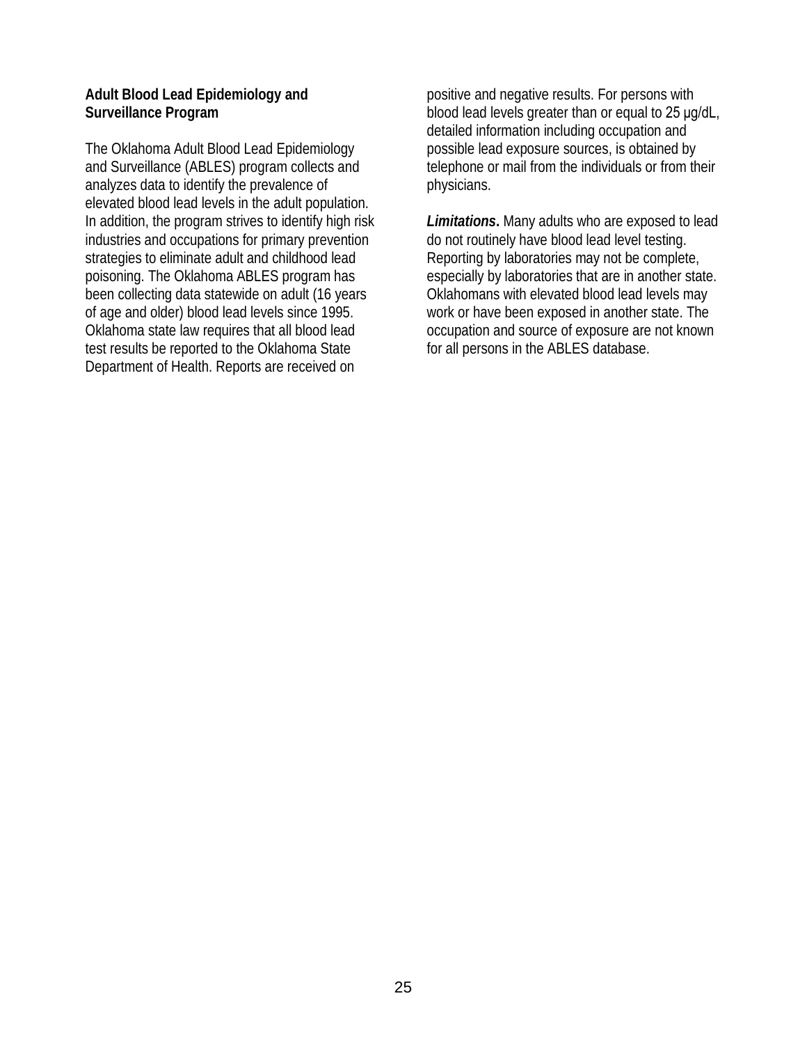### Adult Blood Lead Epidemiology and Surveillance Program

The Oklahoma Adult Blood Lead Epidemiology and Surveillance (ABLES) program collects and analyzes data to identify the prevalence of elevated blood lead levels in the adult population. In addition, the program strives to identify high risk industries and occupations for primary prevention strategies to eliminate adult and childhood lead poisoning. The Oklahoma ABLES program has been collecting data statewide on adult (16 years of age and older) blood lead levels since 1995. Oklahoma state law requires that all blood lead test results be reported to the Oklahoma State Department of Health. Reports are received on positive and negative results. For persons with blood lead levels greater than or equal to 25 µg/dL, detailed information including occupation and possible lead exposure sources, is obtained by telephone or mail from the individuals or from their physicians.

***Limitations.*** Many adults who are exposed to lead do not routinely have blood lead level testing. Reporting by laboratories may not be complete, especially by laboratories that are in another state. Oklahomans with elevated blood lead levels may work or have been exposed in another state. The occupation and source of exposure are not known for all persons in the ABLES database.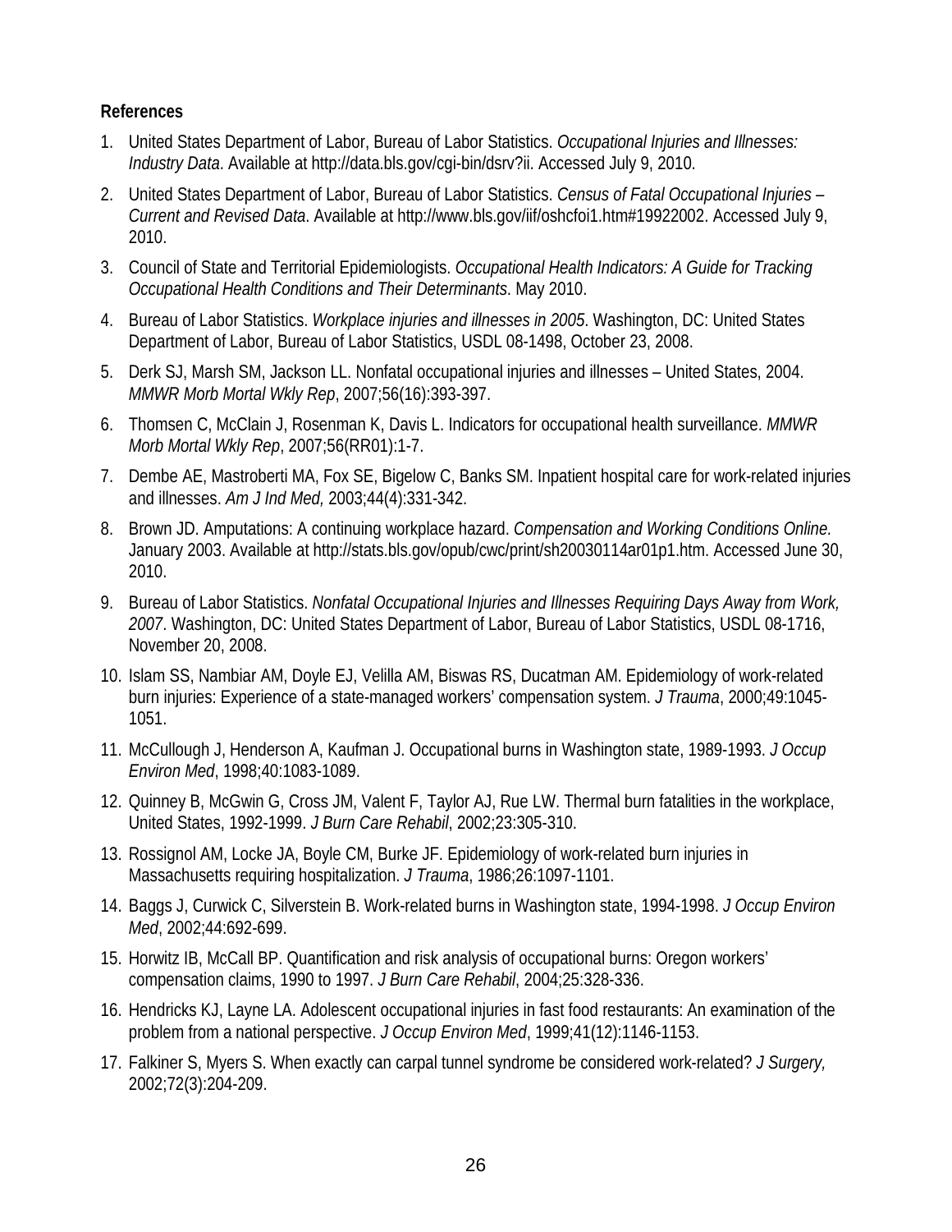**References**

1. United States Department of Labor, Bureau of Labor Statistics. *Occupational Injuries and Illnesses: Industry Data*. Available at http://data.bls.gov/cgi-bin/dsrv?ii. Accessed July 9, 2010.
2. United States Department of Labor, Bureau of Labor Statistics. *Census of Fatal Occupational Injuries – Current and Revised Data*. Available at http://www.bls.gov/iif/oshcfoi1.htm#19922002. Accessed July 9, 2010.
3. Council of State and Territorial Epidemiologists. *Occupational Health Indicators: A Guide for Tracking Occupational Health Conditions and Their Determinants*. May 2010.
4. Bureau of Labor Statistics. *Workplace injuries and illnesses in 2005*. Washington, DC: United States Department of Labor, Bureau of Labor Statistics, USDL 08-1498, October 23, 2008.
5. Derk SJ, Marsh SM, Jackson LL. Nonfatal occupational injuries and illnesses – United States, 2004. *MMWR Morb Mortal Wkly Rep*, 2007;56(16):393-397.
6. Thomsen C, McClain J, Rosenman K, Davis L. Indicators for occupational health surveillance. *MMWR Morb Mortal Wkly Rep*, 2007;56(RR01):1-7.
7. Dembe AE, Mastroberti MA, Fox SE, Bigelow C, Banks SM. Inpatient hospital care for work-related injuries and illnesses. *Am J Ind Med,* 2003;44(4):331-342.
8. Brown JD. Amputations: A continuing workplace hazard. *Compensation and Working Conditions Online.* January 2003. Available at http://stats.bls.gov/opub/cwc/print/sh20030114ar01p1.htm. Accessed June 30, 2010.
9. Bureau of Labor Statistics. *Nonfatal Occupational Injuries and Illnesses Requiring Days Away from Work, 2007*. Washington, DC: United States Department of Labor, Bureau of Labor Statistics, USDL 08-1716, November 20, 2008.
10. Islam SS, Nambiar AM, Doyle EJ, Velilla AM, Biswas RS, Ducatman AM. Epidemiology of work-related burn injuries: Experience of a state-managed workers' compensation system. *J Trauma*, 2000;49:1045-1051.
11. McCullough J, Henderson A, Kaufman J. Occupational burns in Washington state, 1989-1993. *J Occup Environ Med*, 1998;40:1083-1089.
12. Quinney B, McGwin G, Cross JM, Valent F, Taylor AJ, Rue LW. Thermal burn fatalities in the workplace, United States, 1992-1999. *J Burn Care Rehabil*, 2002;23:305-310.
13. Rossignol AM, Locke JA, Boyle CM, Burke JF. Epidemiology of work-related burn injuries in Massachusetts requiring hospitalization. *J Trauma*, 1986;26:1097-1101.
14. Baggs J, Curwick C, Silverstein B. Work-related burns in Washington state, 1994-1998. *J Occup Environ Med*, 2002;44:692-699.
15. Horwitz IB, McCall BP. Quantification and risk analysis of occupational burns: Oregon workers' compensation claims, 1990 to 1997. *J Burn Care Rehabil*, 2004;25:328-336.
16. Hendricks KJ, Layne LA. Adolescent occupational injuries in fast food restaurants: An examination of the problem from a national perspective. *J Occup Environ Med*, 1999;41(12):1146-1153.
17. Falkiner S, Myers S. When exactly can carpal tunnel syndrome be considered work-related? *J Surgery,* 2002;72(3):204-209.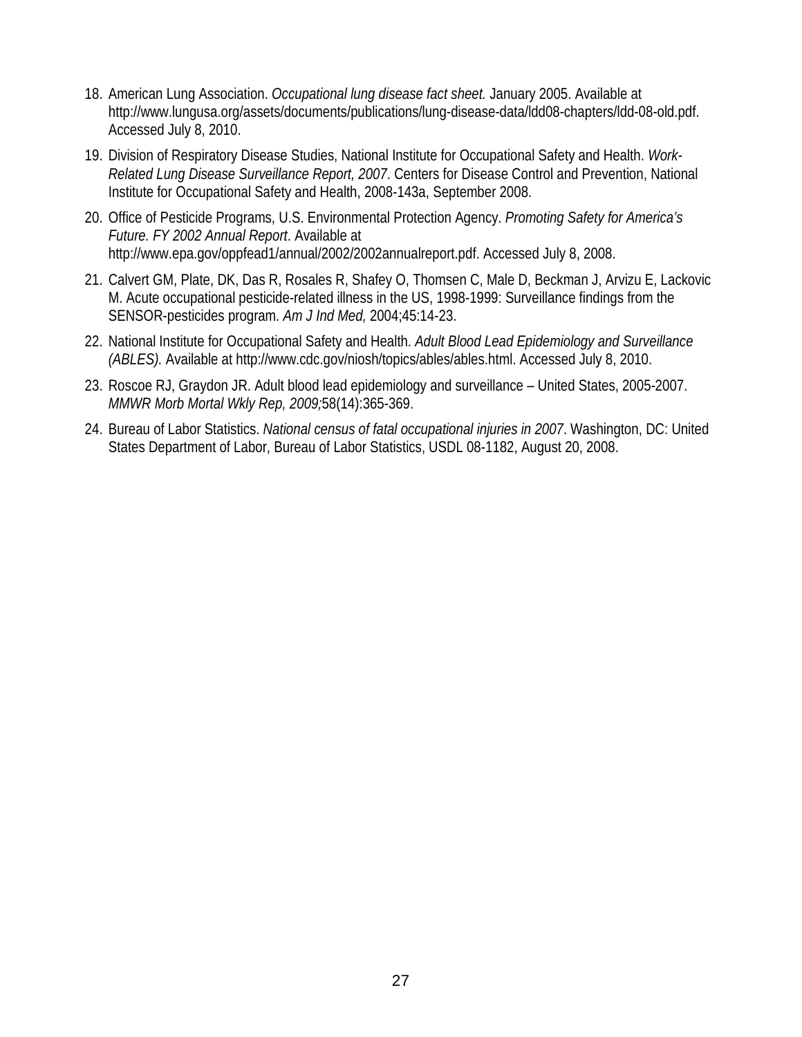18. American Lung Association. *Occupational lung disease fact sheet.* January 2005. Available at http://www.lungusa.org/assets/documents/publications/lung-disease-data/ldd08-chapters/ldd-08-old.pdf. Accessed July 8, 2010.

19. Division of Respiratory Disease Studies, National Institute for Occupational Safety and Health. *Work-Related Lung Disease Surveillance Report, 2007*. Centers for Disease Control and Prevention, National Institute for Occupational Safety and Health, 2008-143a, September 2008.

20. Office of Pesticide Programs, U.S. Environmental Protection Agency. *Promoting Safety for America's Future. FY 2002 Annual Report*. Available at http://www.epa.gov/oppfead1/annual/2002/2002annualreport.pdf. Accessed July 8, 2008.

21. Calvert GM, Plate, DK, Das R, Rosales R, Shafey O, Thomsen C, Male D, Beckman J, Arvizu E, Lackovic M. Acute occupational pesticide-related illness in the US, 1998-1999: Surveillance findings from the SENSOR-pesticides program. *Am J Ind Med,* 2004;45:14-23.

22. National Institute for Occupational Safety and Health. *Adult Blood Lead Epidemiology and Surveillance (ABLES).* Available at http://www.cdc.gov/niosh/topics/ables/ables.html. Accessed July 8, 2010.

23. Roscoe RJ, Graydon JR. Adult blood lead epidemiology and surveillance – United States, 2005-2007. *MMWR Morb Mortal Wkly Rep, 2009;*58(14):365-369.

24. Bureau of Labor Statistics. *National census of fatal occupational injuries in 2007*. Washington, DC: United States Department of Labor, Bureau of Labor Statistics, USDL 08-1182, August 20, 2008.